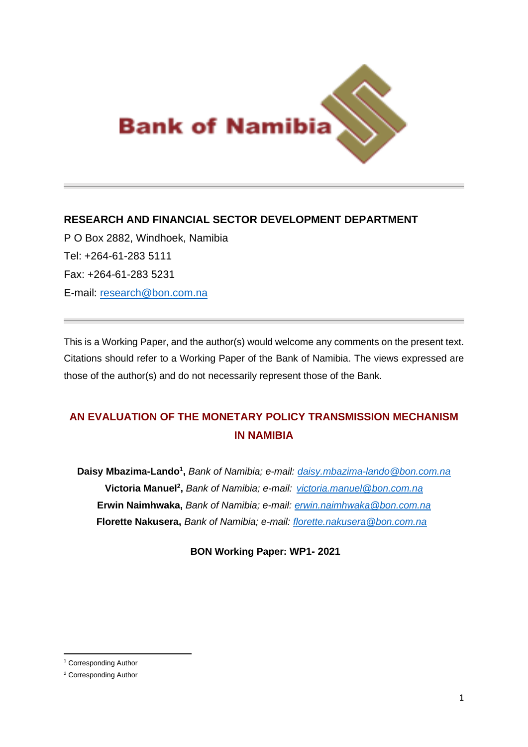Bank of Namibia

**RESEARCH AND FINANCIAL SECTOR DEVELOPMENT DEPARTMENT**

P O Box 2882, Windhoek, Namibia

Tel: +264-61-283 5111

Fax: +264-61-283 5231

E-mail: research@bon.com.na

---

This is a Working Paper, and the author(s) would welcome any comments on the present text. Citations should refer to a Working Paper of the Bank of Namibia. The views expressed are those of the author(s) and do not necessarily represent those of the Bank.

# AN EVALUATION OF THE MONETARY POLICY TRANSMISSION MECHANISM IN NAMIBIA

**Daisy Mbazima-Lando[1],** *Bank of Namibia; e-mail: daisy.mbazima-lando@bon.com.na*

**Victoria Manuel[2],** *Bank of Namibia; e-mail: victoria.manuel@bon.com.na*

**Erwin Naimhwaka,** *Bank of Namibia; e-mail: erwin.naimhwaka@bon.com.na*

**Florette Nakusera,** *Bank of Namibia; e-mail: florette.nakusera@bon.com.na*

**BON Working Paper: WP1- 2021**

---

[1] Corresponding Author

[2] Corresponding Author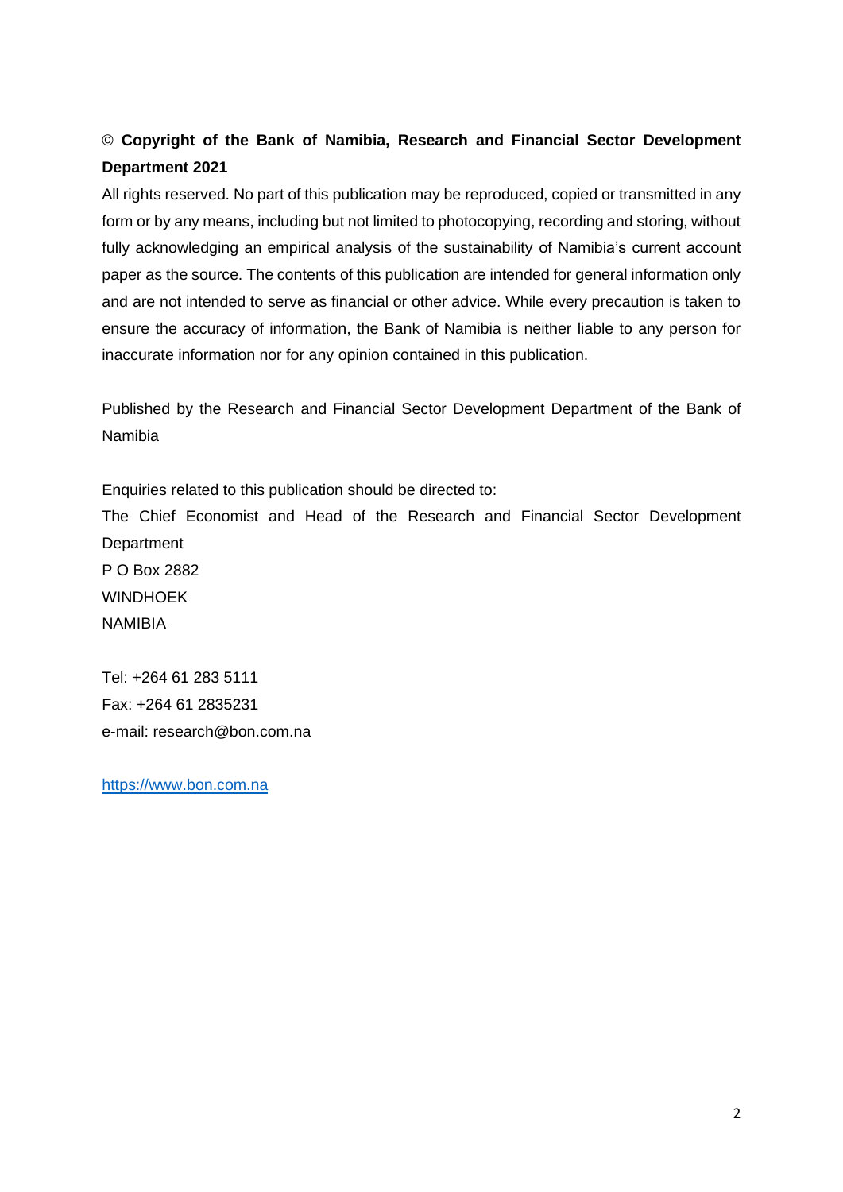© **Copyright of the Bank of Namibia, Research and Financial Sector Development Department 2021**

All rights reserved. No part of this publication may be reproduced, copied or transmitted in any form or by any means, including but not limited to photocopying, recording and storing, without fully acknowledging an empirical analysis of the sustainability of Namibia's current account paper as the source. The contents of this publication are intended for general information only and are not intended to serve as financial or other advice. While every precaution is taken to ensure the accuracy of information, the Bank of Namibia is neither liable to any person for inaccurate information nor for any opinion contained in this publication.

Published by the Research and Financial Sector Development Department of the Bank of Namibia

Enquiries related to this publication should be directed to:
The Chief Economist and Head of the Research and Financial Sector Development Department
P O Box 2882
WINDHOEK
NAMIBIA

Tel: +264 61 283 5111
Fax: +264 61 2835231
e-mail: research@bon.com.na

https://www.bon.com.na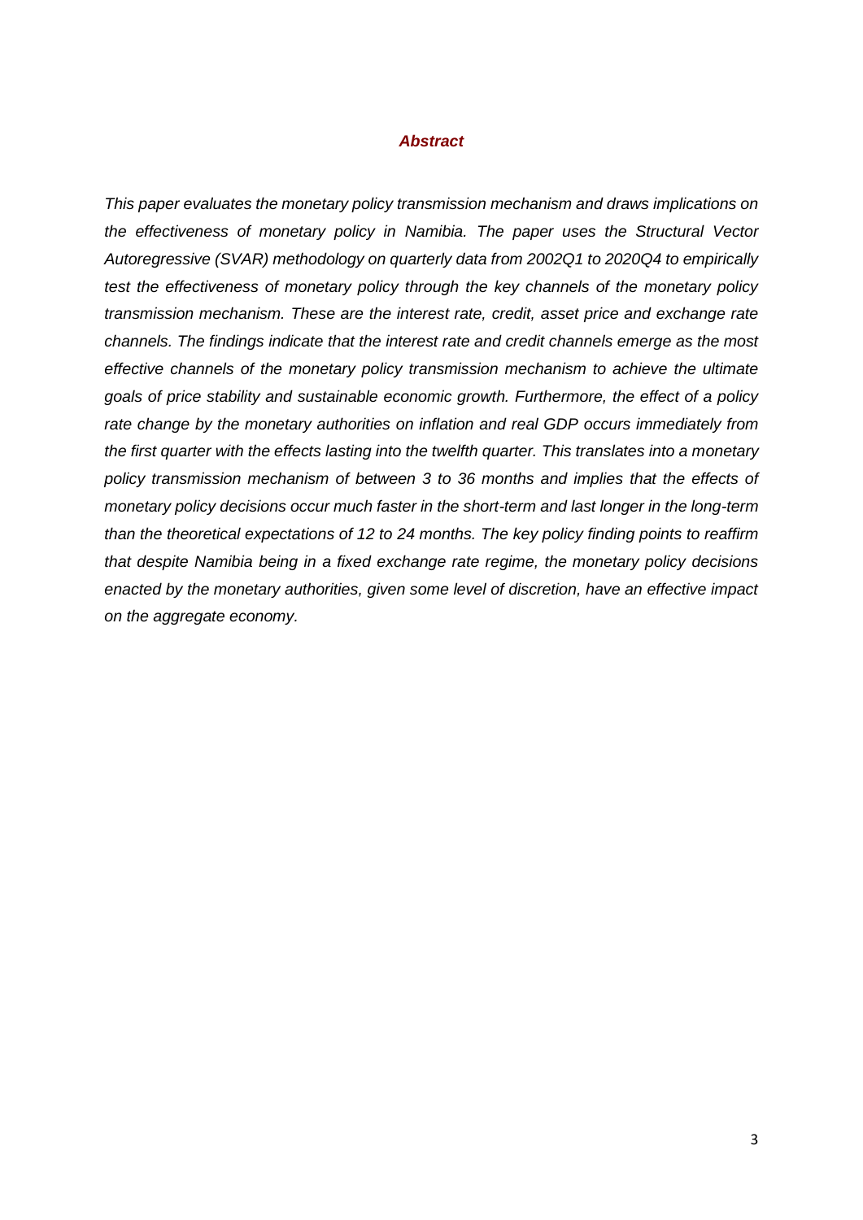## *Abstract*

*This paper evaluates the monetary policy transmission mechanism and draws implications on the effectiveness of monetary policy in Namibia. The paper uses the Structural Vector Autoregressive (SVAR) methodology on quarterly data from 2002Q1 to 2020Q4 to empirically test the effectiveness of monetary policy through the key channels of the monetary policy transmission mechanism. These are the interest rate, credit, asset price and exchange rate channels. The findings indicate that the interest rate and credit channels emerge as the most effective channels of the monetary policy transmission mechanism to achieve the ultimate goals of price stability and sustainable economic growth. Furthermore, the effect of a policy rate change by the monetary authorities on inflation and real GDP occurs immediately from the first quarter with the effects lasting into the twelfth quarter. This translates into a monetary policy transmission mechanism of between 3 to 36 months and implies that the effects of monetary policy decisions occur much faster in the short-term and last longer in the long-term than the theoretical expectations of 12 to 24 months. The key policy finding points to reaffirm that despite Namibia being in a fixed exchange rate regime, the monetary policy decisions enacted by the monetary authorities, given some level of discretion, have an effective impact on the aggregate economy.*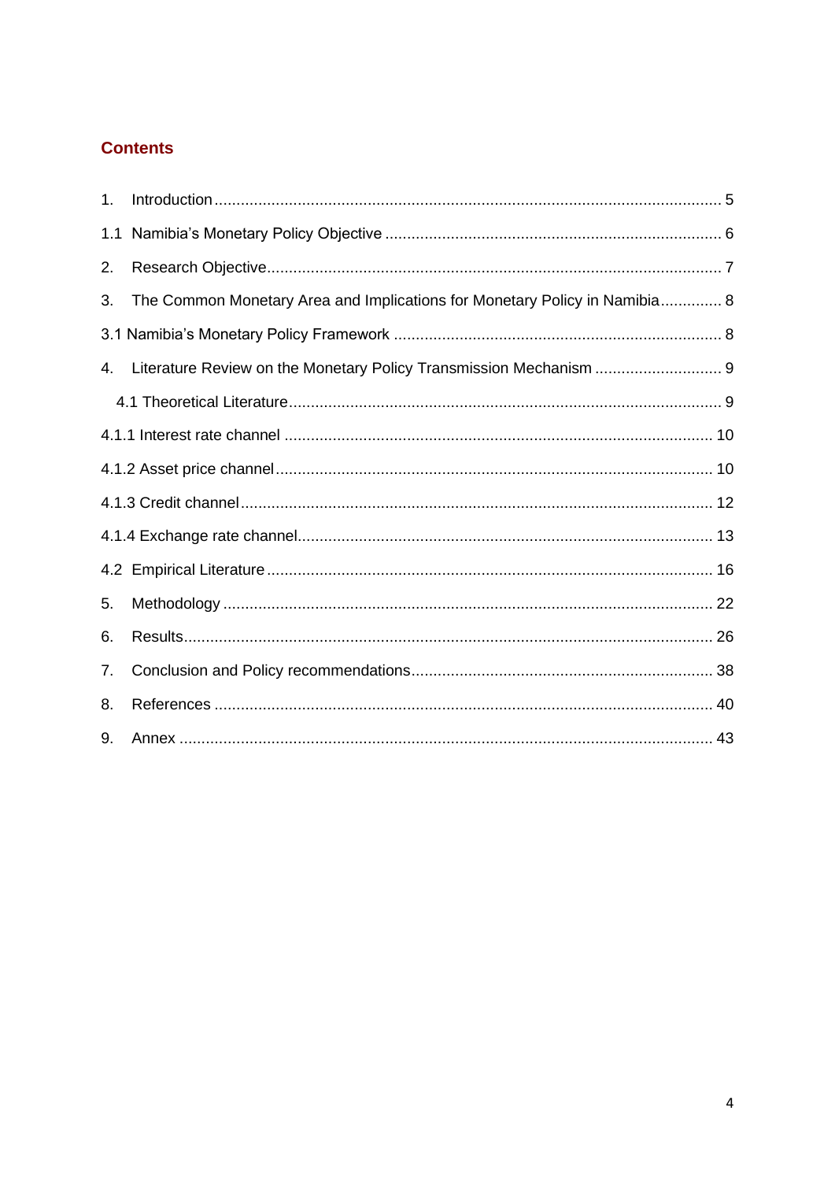## Contents

1. Introduction ........................................................................................................................ 5

1.1 Namibia's Monetary Policy Objective ............................................................................. 6

2. Research Objective............................................................................................................ 7

3. The Common Monetary Area and Implications for Monetary Policy in Namibia.............. 8

3.1 Namibia's Monetary Policy Framework ........................................................................... 8

4. Literature Review on the Monetary Policy Transmission Mechanism ............................. 9

4.1 Theoretical Literature...................................................................................................... 9

4.1.1 Interest rate channel .................................................................................................. 10

4.1.2 Asset price channel.................................................................................................... 10

4.1.3 Credit channel............................................................................................................ 12

4.1.4 Exchange rate channel............................................................................................... 13

4.2 Empirical Literature ...................................................................................................... 16

5. Methodology ................................................................................................................. 22

6. Results........................................................................................................................... 26

7. Conclusion and Policy recommendations...................................................................... 38

8. References .................................................................................................................... 40

9. Annex ............................................................................................................................ 43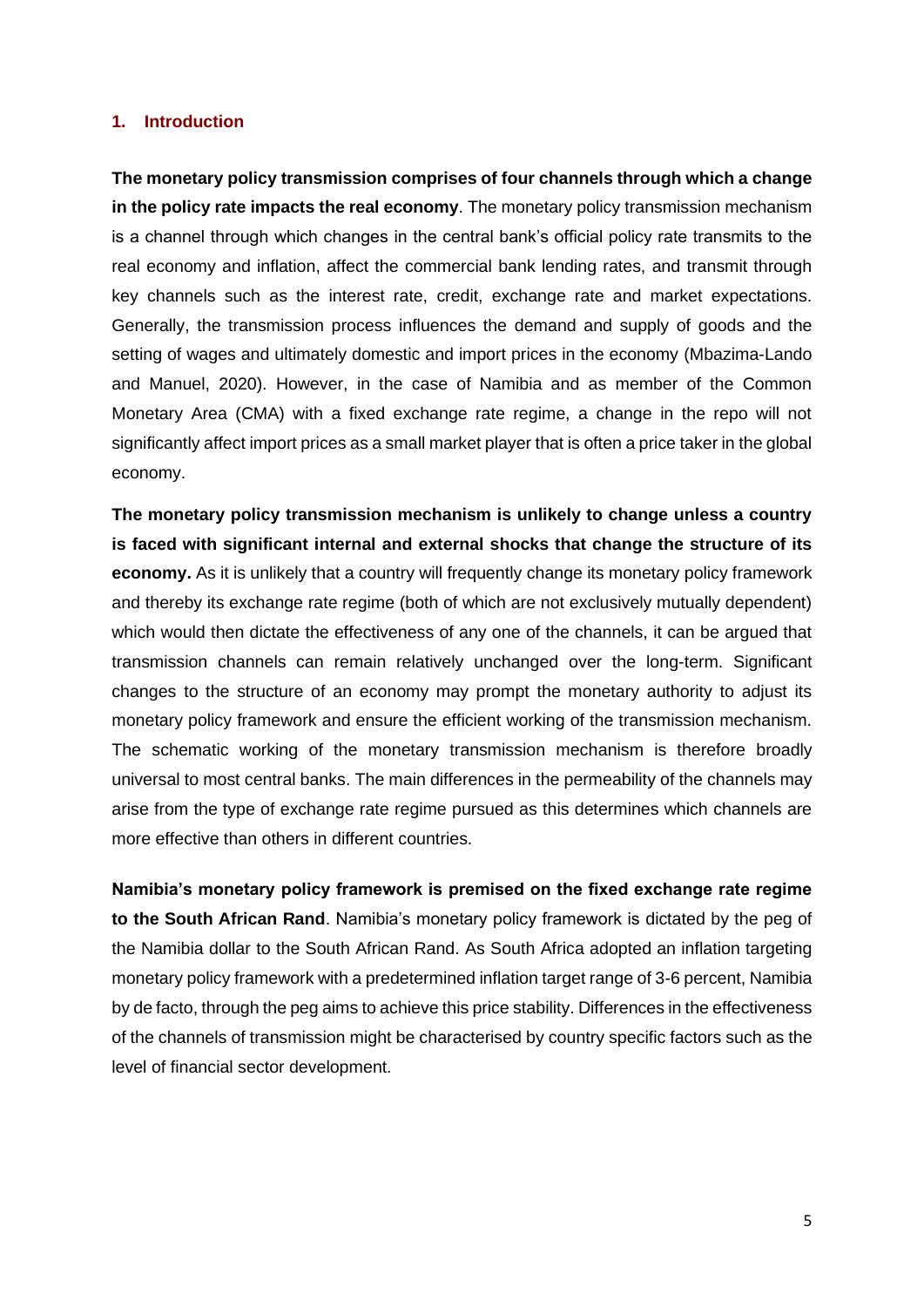## 1. Introduction

**The monetary policy transmission comprises of four channels through which a change in the policy rate impacts the real economy**. The monetary policy transmission mechanism is a channel through which changes in the central bank's official policy rate transmits to the real economy and inflation, affect the commercial bank lending rates, and transmit through key channels such as the interest rate, credit, exchange rate and market expectations. Generally, the transmission process influences the demand and supply of goods and the setting of wages and ultimately domestic and import prices in the economy (Mbazima-Lando and Manuel, 2020). However, in the case of Namibia and as member of the Common Monetary Area (CMA) with a fixed exchange rate regime, a change in the repo will not significantly affect import prices as a small market player that is often a price taker in the global economy.

**The monetary policy transmission mechanism is unlikely to change unless a country is faced with significant internal and external shocks that change the structure of its economy.** As it is unlikely that a country will frequently change its monetary policy framework and thereby its exchange rate regime (both of which are not exclusively mutually dependent) which would then dictate the effectiveness of any one of the channels, it can be argued that transmission channels can remain relatively unchanged over the long-term. Significant changes to the structure of an economy may prompt the monetary authority to adjust its monetary policy framework and ensure the efficient working of the transmission mechanism. The schematic working of the monetary transmission mechanism is therefore broadly universal to most central banks. The main differences in the permeability of the channels may arise from the type of exchange rate regime pursued as this determines which channels are more effective than others in different countries.

**Namibia's monetary policy framework is premised on the fixed exchange rate regime to the South African Rand**. Namibia's monetary policy framework is dictated by the peg of the Namibia dollar to the South African Rand. As South Africa adopted an inflation targeting monetary policy framework with a predetermined inflation target range of 3-6 percent, Namibia by de facto, through the peg aims to achieve this price stability. Differences in the effectiveness of the channels of transmission might be characterised by country specific factors such as the level of financial sector development.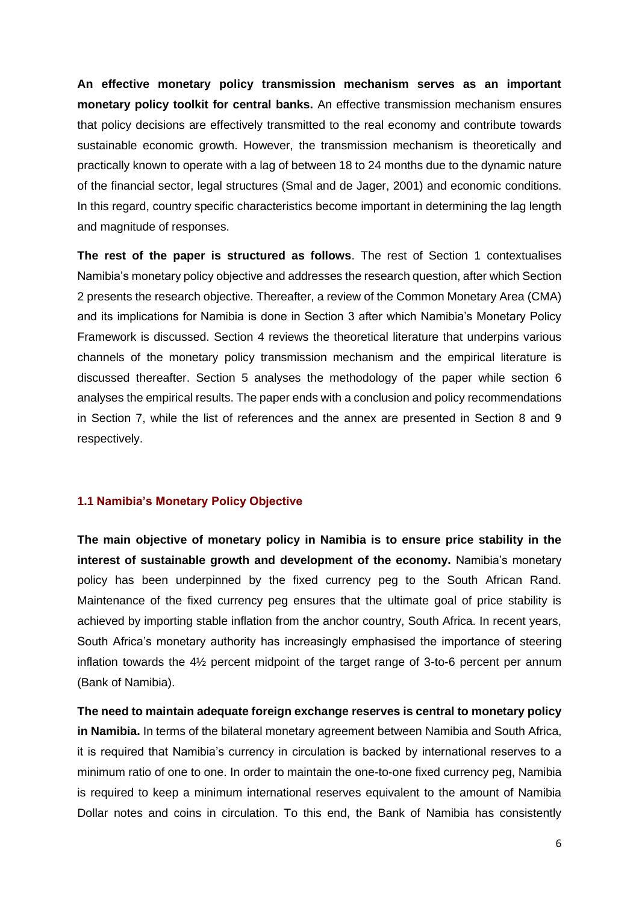**An effective monetary policy transmission mechanism serves as an important monetary policy toolkit for central banks.** An effective transmission mechanism ensures that policy decisions are effectively transmitted to the real economy and contribute towards sustainable economic growth. However, the transmission mechanism is theoretically and practically known to operate with a lag of between 18 to 24 months due to the dynamic nature of the financial sector, legal structures (Smal and de Jager, 2001) and economic conditions. In this regard, country specific characteristics become important in determining the lag length and magnitude of responses.

**The rest of the paper is structured as follows**. The rest of Section 1 contextualises Namibia's monetary policy objective and addresses the research question, after which Section 2 presents the research objective. Thereafter, a review of the Common Monetary Area (CMA) and its implications for Namibia is done in Section 3 after which Namibia's Monetary Policy Framework is discussed. Section 4 reviews the theoretical literature that underpins various channels of the monetary policy transmission mechanism and the empirical literature is discussed thereafter. Section 5 analyses the methodology of the paper while section 6 analyses the empirical results. The paper ends with a conclusion and policy recommendations in Section 7, while the list of references and the annex are presented in Section 8 and 9 respectively.

### 1.1 Namibia's Monetary Policy Objective

**The main objective of monetary policy in Namibia is to ensure price stability in the interest of sustainable growth and development of the economy.** Namibia's monetary policy has been underpinned by the fixed currency peg to the South African Rand. Maintenance of the fixed currency peg ensures that the ultimate goal of price stability is achieved by importing stable inflation from the anchor country, South Africa. In recent years, South Africa's monetary authority has increasingly emphasised the importance of steering inflation towards the 4½ percent midpoint of the target range of 3-to-6 percent per annum (Bank of Namibia).

**The need to maintain adequate foreign exchange reserves is central to monetary policy in Namibia.** In terms of the bilateral monetary agreement between Namibia and South Africa, it is required that Namibia's currency in circulation is backed by international reserves to a minimum ratio of one to one. In order to maintain the one-to-one fixed currency peg, Namibia is required to keep a minimum international reserves equivalent to the amount of Namibia Dollar notes and coins in circulation. To this end, the Bank of Namibia has consistently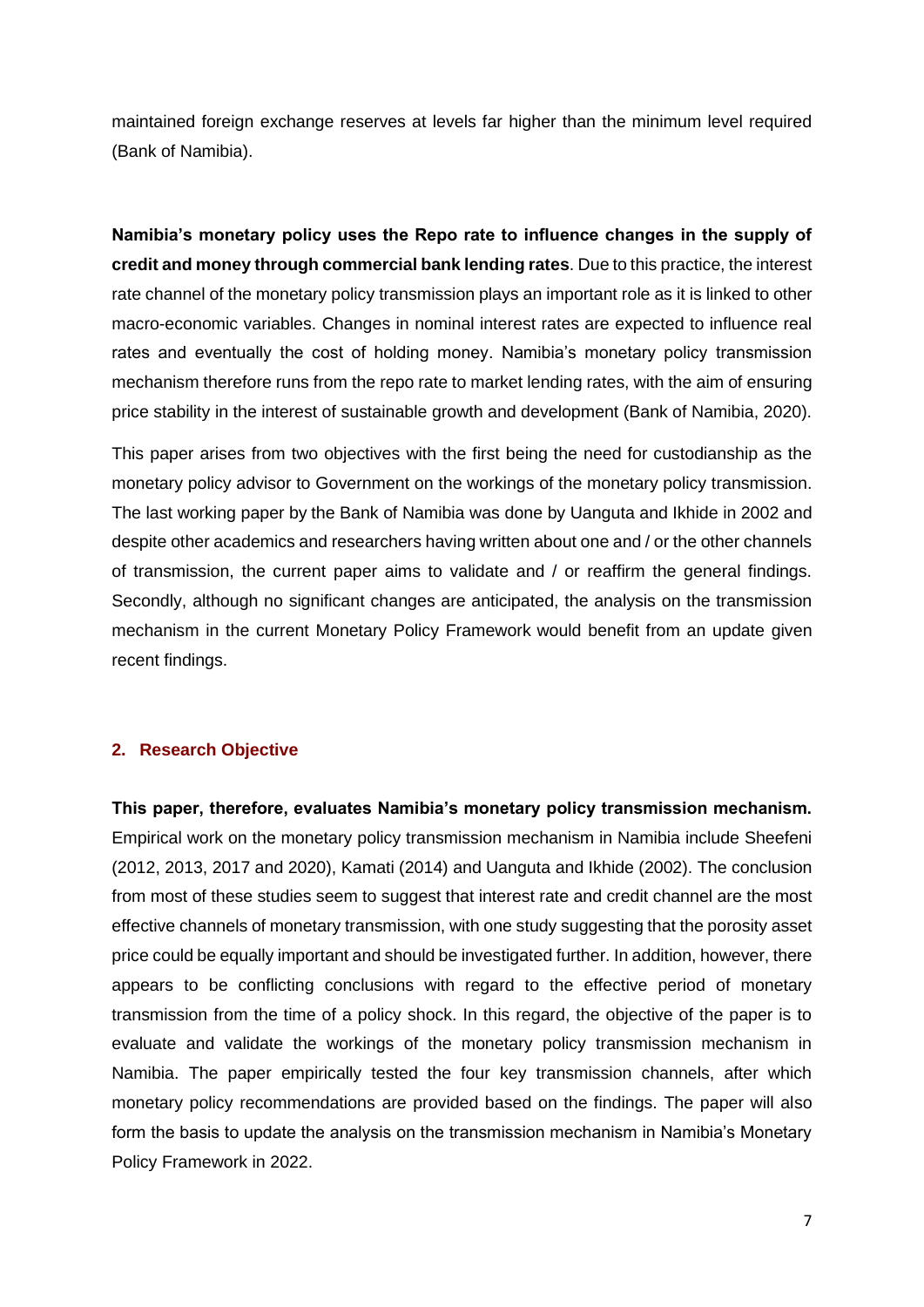maintained foreign exchange reserves at levels far higher than the minimum level required (Bank of Namibia).

**Namibia's monetary policy uses the Repo rate to influence changes in the supply of credit and money through commercial bank lending rates**. Due to this practice, the interest rate channel of the monetary policy transmission plays an important role as it is linked to other macro-economic variables. Changes in nominal interest rates are expected to influence real rates and eventually the cost of holding money. Namibia's monetary policy transmission mechanism therefore runs from the repo rate to market lending rates, with the aim of ensuring price stability in the interest of sustainable growth and development (Bank of Namibia, 2020).

This paper arises from two objectives with the first being the need for custodianship as the monetary policy advisor to Government on the workings of the monetary policy transmission. The last working paper by the Bank of Namibia was done by Uanguta and Ikhide in 2002 and despite other academics and researchers having written about one and / or the other channels of transmission, the current paper aims to validate and / or reaffirm the general findings. Secondly, although no significant changes are anticipated, the analysis on the transmission mechanism in the current Monetary Policy Framework would benefit from an update given recent findings.

## 2. Research Objective

**This paper, therefore, evaluates Namibia's monetary policy transmission mechanism.** Empirical work on the monetary policy transmission mechanism in Namibia include Sheefeni (2012, 2013, 2017 and 2020), Kamati (2014) and Uanguta and Ikhide (2002). The conclusion from most of these studies seem to suggest that interest rate and credit channel are the most effective channels of monetary transmission, with one study suggesting that the porosity asset price could be equally important and should be investigated further. In addition, however, there appears to be conflicting conclusions with regard to the effective period of monetary transmission from the time of a policy shock. In this regard, the objective of the paper is to evaluate and validate the workings of the monetary policy transmission mechanism in Namibia. The paper empirically tested the four key transmission channels, after which monetary policy recommendations are provided based on the findings. The paper will also form the basis to update the analysis on the transmission mechanism in Namibia's Monetary Policy Framework in 2022.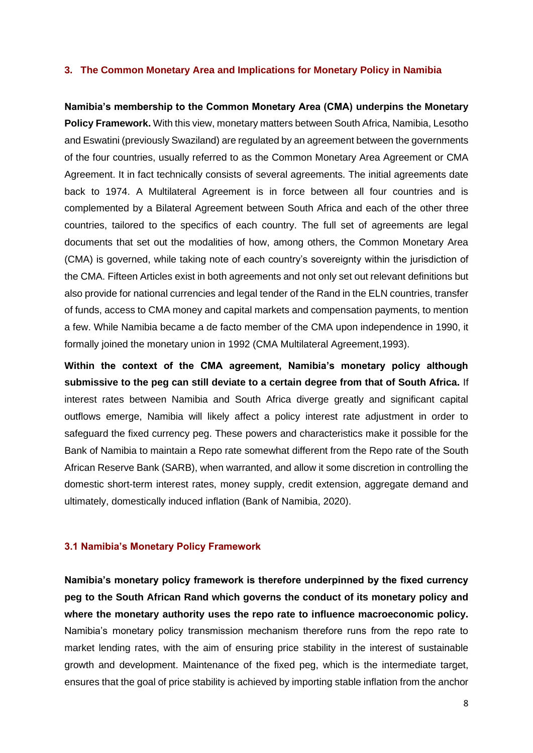## 3. The Common Monetary Area and Implications for Monetary Policy in Namibia

**Namibia's membership to the Common Monetary Area (CMA) underpins the Monetary Policy Framework.** With this view, monetary matters between South Africa, Namibia, Lesotho and Eswatini (previously Swaziland) are regulated by an agreement between the governments of the four countries, usually referred to as the Common Monetary Area Agreement or CMA Agreement. It in fact technically consists of several agreements. The initial agreements date back to 1974. A Multilateral Agreement is in force between all four countries and is complemented by a Bilateral Agreement between South Africa and each of the other three countries, tailored to the specifics of each country. The full set of agreements are legal documents that set out the modalities of how, among others, the Common Monetary Area (CMA) is governed, while taking note of each country's sovereignty within the jurisdiction of the CMA. Fifteen Articles exist in both agreements and not only set out relevant definitions but also provide for national currencies and legal tender of the Rand in the ELN countries, transfer of funds, access to CMA money and capital markets and compensation payments, to mention a few. While Namibia became a de facto member of the CMA upon independence in 1990, it formally joined the monetary union in 1992 (CMA Multilateral Agreement,1993).

**Within the context of the CMA agreement, Namibia's monetary policy although submissive to the peg can still deviate to a certain degree from that of South Africa.** If interest rates between Namibia and South Africa diverge greatly and significant capital outflows emerge, Namibia will likely affect a policy interest rate adjustment in order to safeguard the fixed currency peg. These powers and characteristics make it possible for the Bank of Namibia to maintain a Repo rate somewhat different from the Repo rate of the South African Reserve Bank (SARB), when warranted, and allow it some discretion in controlling the domestic short-term interest rates, money supply, credit extension, aggregate demand and ultimately, domestically induced inflation (Bank of Namibia, 2020).

### 3.1 Namibia's Monetary Policy Framework

**Namibia's monetary policy framework is therefore underpinned by the fixed currency peg to the South African Rand which governs the conduct of its monetary policy and where the monetary authority uses the repo rate to influence macroeconomic policy.** Namibia's monetary policy transmission mechanism therefore runs from the repo rate to market lending rates, with the aim of ensuring price stability in the interest of sustainable growth and development. Maintenance of the fixed peg, which is the intermediate target, ensures that the goal of price stability is achieved by importing stable inflation from the anchor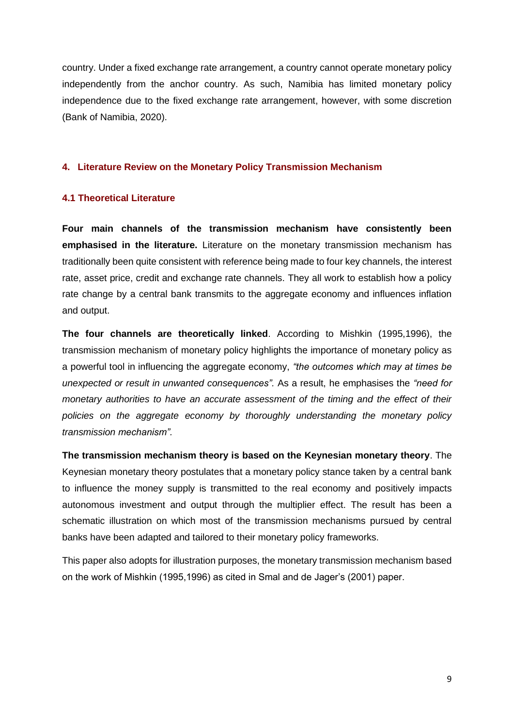country. Under a fixed exchange rate arrangement, a country cannot operate monetary policy independently from the anchor country. As such, Namibia has limited monetary policy independence due to the fixed exchange rate arrangement, however, with some discretion (Bank of Namibia, 2020).

## 4. Literature Review on the Monetary Policy Transmission Mechanism

### 4.1 Theoretical Literature

**Four main channels of the transmission mechanism have consistently been emphasised in the literature.** Literature on the monetary transmission mechanism has traditionally been quite consistent with reference being made to four key channels, the interest rate, asset price, credit and exchange rate channels. They all work to establish how a policy rate change by a central bank transmits to the aggregate economy and influences inflation and output.

**The four channels are theoretically linked**. According to Mishkin (1995,1996), the transmission mechanism of monetary policy highlights the importance of monetary policy as a powerful tool in influencing the aggregate economy, *"the outcomes which may at times be unexpected or result in unwanted consequences"*. As a result, he emphasises the *"need for monetary authorities to have an accurate assessment of the timing and the effect of their policies on the aggregate economy by thoroughly understanding the monetary policy transmission mechanism"*.

**The transmission mechanism theory is based on the Keynesian monetary theory**. The Keynesian monetary theory postulates that a monetary policy stance taken by a central bank to influence the money supply is transmitted to the real economy and positively impacts autonomous investment and output through the multiplier effect. The result has been a schematic illustration on which most of the transmission mechanisms pursued by central banks have been adapted and tailored to their monetary policy frameworks.

This paper also adopts for illustration purposes, the monetary transmission mechanism based on the work of Mishkin (1995,1996) as cited in Smal and de Jager's (2001) paper.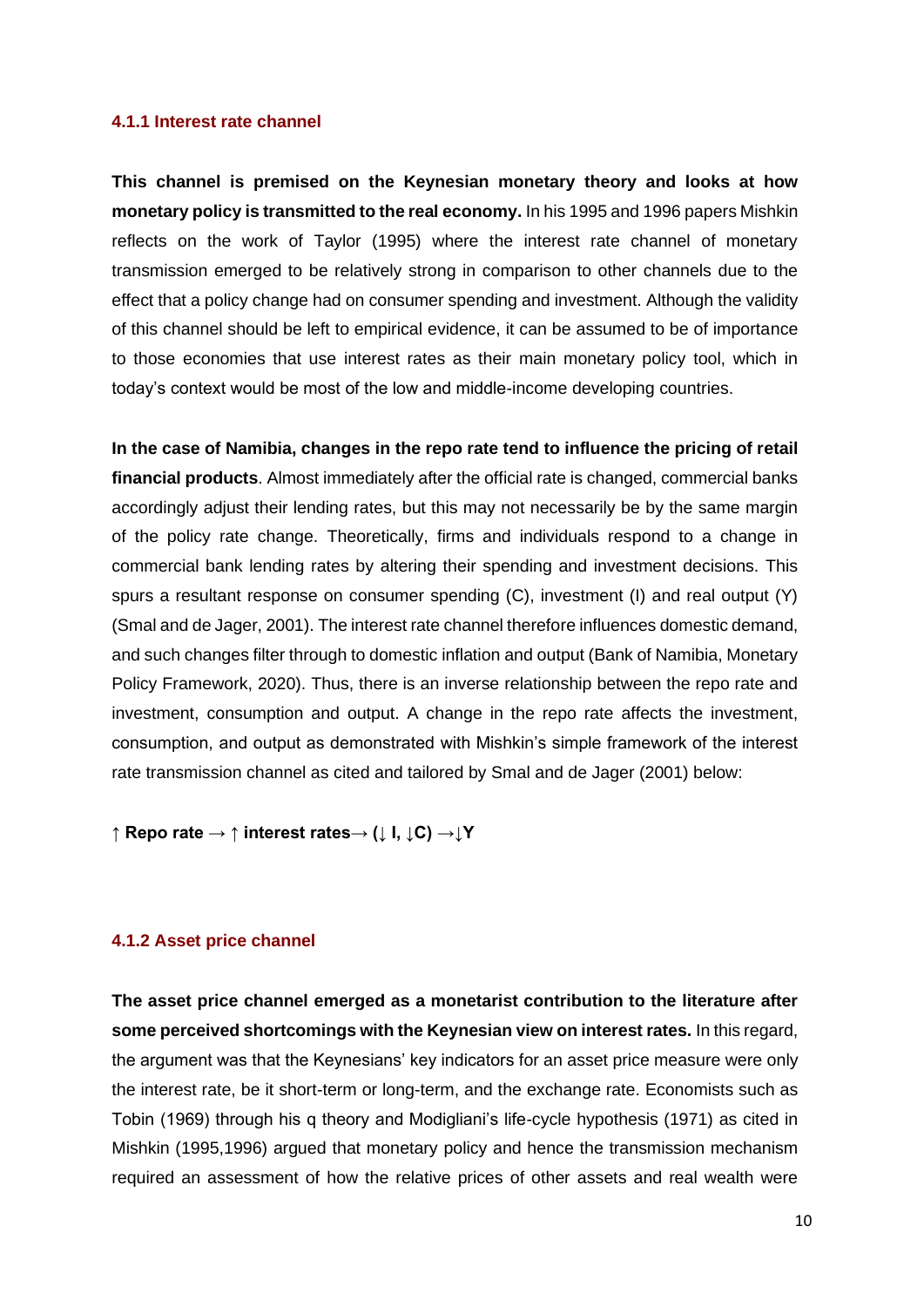#### 4.1.1 Interest rate channel

**This channel is premised on the Keynesian monetary theory and looks at how monetary policy is transmitted to the real economy.** In his 1995 and 1996 papers Mishkin reflects on the work of Taylor (1995) where the interest rate channel of monetary transmission emerged to be relatively strong in comparison to other channels due to the effect that a policy change had on consumer spending and investment. Although the validity of this channel should be left to empirical evidence, it can be assumed to be of importance to those economies that use interest rates as their main monetary policy tool, which in today's context would be most of the low and middle-income developing countries.

**In the case of Namibia, changes in the repo rate tend to influence the pricing of retail financial products**. Almost immediately after the official rate is changed, commercial banks accordingly adjust their lending rates, but this may not necessarily be by the same margin of the policy rate change. Theoretically, firms and individuals respond to a change in commercial bank lending rates by altering their spending and investment decisions. This spurs a resultant response on consumer spending (C), investment (I) and real output (Y) (Smal and de Jager, 2001). The interest rate channel therefore influences domestic demand, and such changes filter through to domestic inflation and output (Bank of Namibia, Monetary Policy Framework, 2020). Thus, there is an inverse relationship between the repo rate and investment, consumption and output. A change in the repo rate affects the investment, consumption, and output as demonstrated with Mishkin's simple framework of the interest rate transmission channel as cited and tailored by Smal and de Jager (2001) below:

**↑ Repo rate → ↑ interest rates→ (↓ I, ↓C) →↓Y**

#### 4.1.2 Asset price channel

**The asset price channel emerged as a monetarist contribution to the literature after some perceived shortcomings with the Keynesian view on interest rates.** In this regard, the argument was that the Keynesians' key indicators for an asset price measure were only the interest rate, be it short-term or long-term, and the exchange rate. Economists such as Tobin (1969) through his q theory and Modigliani's life-cycle hypothesis (1971) as cited in Mishkin (1995,1996) argued that monetary policy and hence the transmission mechanism required an assessment of how the relative prices of other assets and real wealth were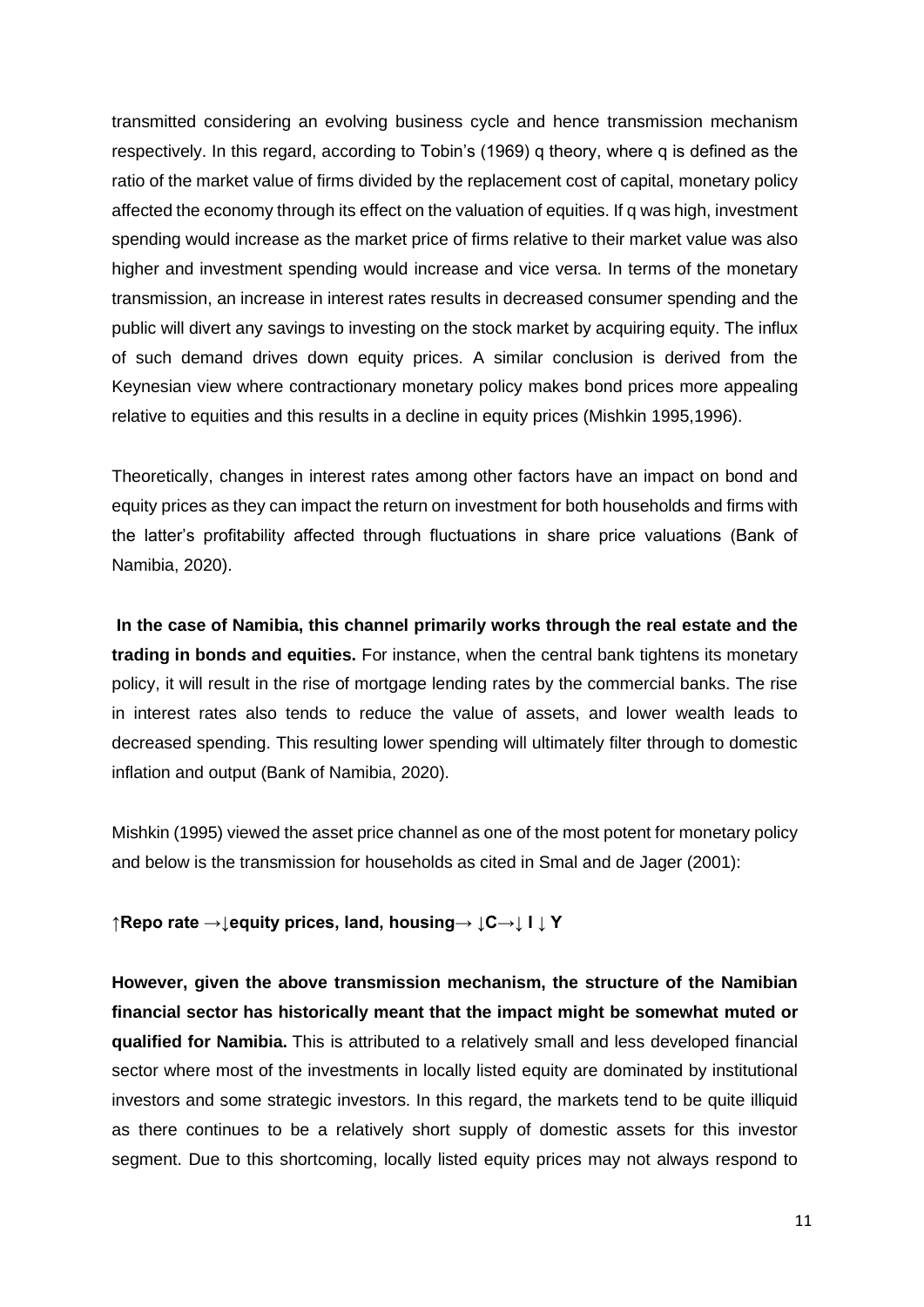transmitted considering an evolving business cycle and hence transmission mechanism respectively. In this regard, according to Tobin's (1969) q theory, where q is defined as the ratio of the market value of firms divided by the replacement cost of capital, monetary policy affected the economy through its effect on the valuation of equities. If q was high, investment spending would increase as the market price of firms relative to their market value was also higher and investment spending would increase and vice versa. In terms of the monetary transmission, an increase in interest rates results in decreased consumer spending and the public will divert any savings to investing on the stock market by acquiring equity. The influx of such demand drives down equity prices. A similar conclusion is derived from the Keynesian view where contractionary monetary policy makes bond prices more appealing relative to equities and this results in a decline in equity prices (Mishkin 1995,1996).

Theoretically, changes in interest rates among other factors have an impact on bond and equity prices as they can impact the return on investment for both households and firms with the latter's profitability affected through fluctuations in share price valuations (Bank of Namibia, 2020).

**In the case of Namibia, this channel primarily works through the real estate and the trading in bonds and equities.** For instance, when the central bank tightens its monetary policy, it will result in the rise of mortgage lending rates by the commercial banks. The rise in interest rates also tends to reduce the value of assets, and lower wealth leads to decreased spending. This resulting lower spending will ultimately filter through to domestic inflation and output (Bank of Namibia, 2020).

Mishkin (1995) viewed the asset price channel as one of the most potent for monetary policy and below is the transmission for households as cited in Smal and de Jager (2001):

**↑Repo rate →↓equity prices, land, housing→ ↓C→↓ I ↓ Y**

**However, given the above transmission mechanism, the structure of the Namibian financial sector has historically meant that the impact might be somewhat muted or qualified for Namibia.** This is attributed to a relatively small and less developed financial sector where most of the investments in locally listed equity are dominated by institutional investors and some strategic investors. In this regard, the markets tend to be quite illiquid as there continues to be a relatively short supply of domestic assets for this investor segment. Due to this shortcoming, locally listed equity prices may not always respond to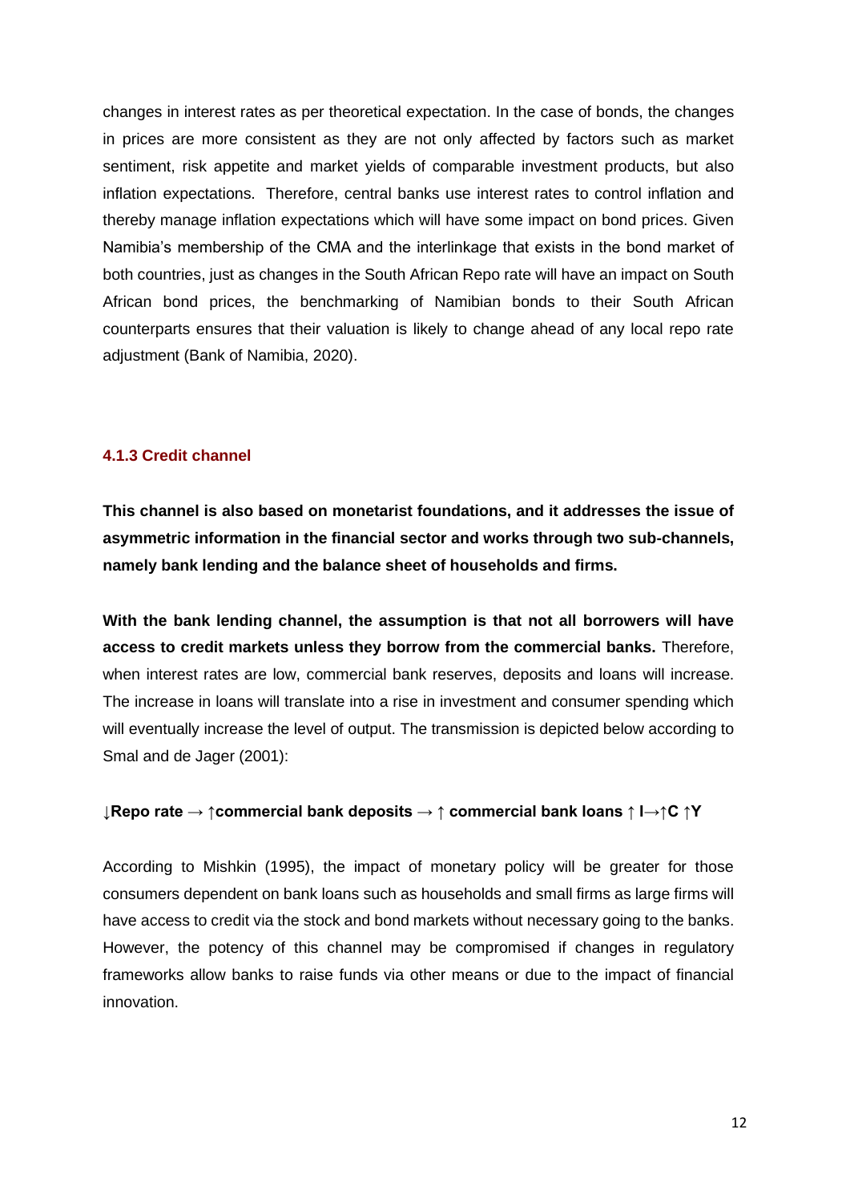changes in interest rates as per theoretical expectation. In the case of bonds, the changes in prices are more consistent as they are not only affected by factors such as market sentiment, risk appetite and market yields of comparable investment products, but also inflation expectations. Therefore, central banks use interest rates to control inflation and thereby manage inflation expectations which will have some impact on bond prices. Given Namibia's membership of the CMA and the interlinkage that exists in the bond market of both countries, just as changes in the South African Repo rate will have an impact on South African bond prices, the benchmarking of Namibian bonds to their South African counterparts ensures that their valuation is likely to change ahead of any local repo rate adjustment (Bank of Namibia, 2020).

### 4.1.3 Credit channel

**This channel is also based on monetarist foundations, and it addresses the issue of asymmetric information in the financial sector and works through two sub-channels, namely bank lending and the balance sheet of households and firms.**

**With the bank lending channel, the assumption is that not all borrowers will have access to credit markets unless they borrow from the commercial banks.** Therefore, when interest rates are low, commercial bank reserves, deposits and loans will increase. The increase in loans will translate into a rise in investment and consumer spending which will eventually increase the level of output. The transmission is depicted below according to Smal and de Jager (2001):

**↓Repo rate → ↑commercial bank deposits → ↑ commercial bank loans ↑ I→↑C ↑Y**

According to Mishkin (1995), the impact of monetary policy will be greater for those consumers dependent on bank loans such as households and small firms as large firms will have access to credit via the stock and bond markets without necessary going to the banks. However, the potency of this channel may be compromised if changes in regulatory frameworks allow banks to raise funds via other means or due to the impact of financial innovation.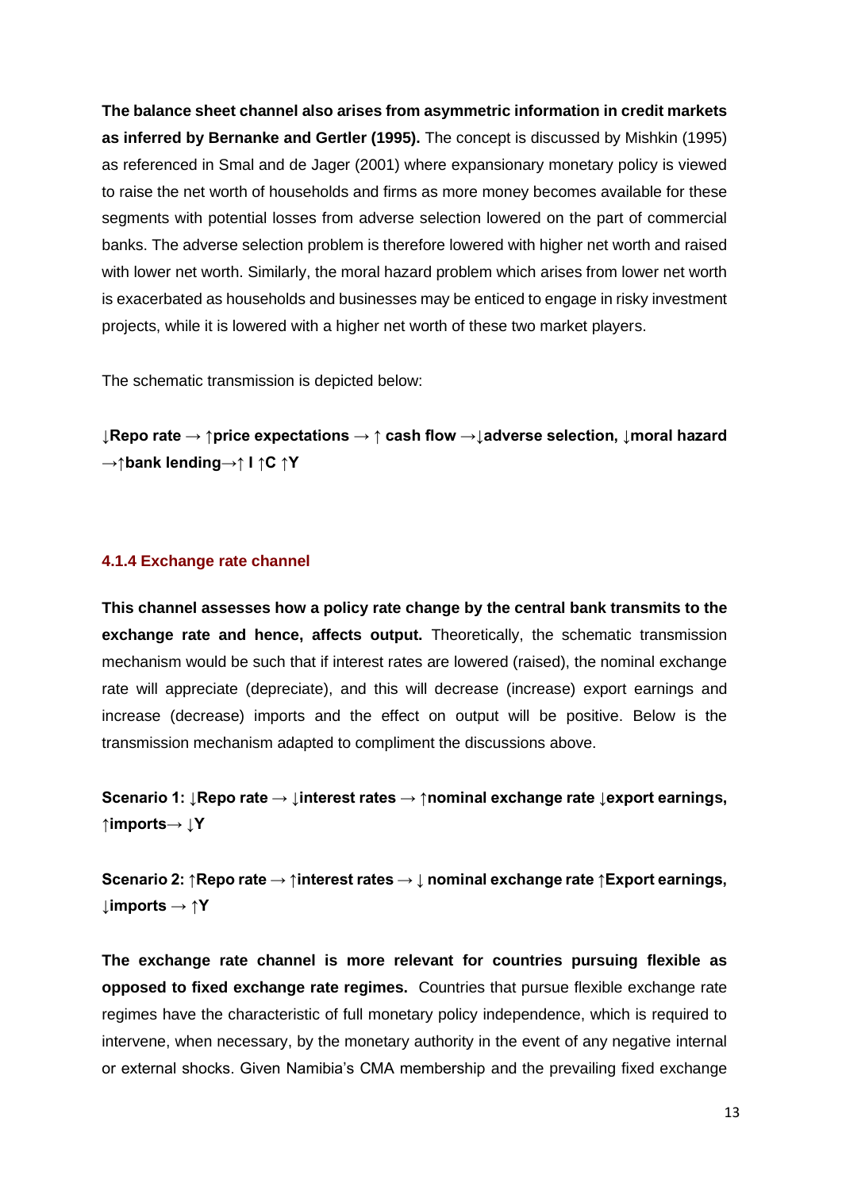**The balance sheet channel also arises from asymmetric information in credit markets as inferred by Bernanke and Gertler (1995).** The concept is discussed by Mishkin (1995) as referenced in Smal and de Jager (2001) where expansionary monetary policy is viewed to raise the net worth of households and firms as more money becomes available for these segments with potential losses from adverse selection lowered on the part of commercial banks. The adverse selection problem is therefore lowered with higher net worth and raised with lower net worth. Similarly, the moral hazard problem which arises from lower net worth is exacerbated as households and businesses may be enticed to engage in risky investment projects, while it is lowered with a higher net worth of these two market players.

The schematic transmission is depicted below:

**↓Repo rate → ↑price expectations → ↑ cash flow →↓adverse selection, ↓moral hazard →↑bank lending→↑ I ↑C ↑Y**

#### 4.1.4 Exchange rate channel

**This channel assesses how a policy rate change by the central bank transmits to the exchange rate and hence, affects output.** Theoretically, the schematic transmission mechanism would be such that if interest rates are lowered (raised), the nominal exchange rate will appreciate (depreciate), and this will decrease (increase) export earnings and increase (decrease) imports and the effect on output will be positive. Below is the transmission mechanism adapted to compliment the discussions above.

**Scenario 1: ↓Repo rate → ↓interest rates → ↑nominal exchange rate ↓export earnings, ↑imports→ ↓Y**

**Scenario 2: ↑Repo rate → ↑interest rates → ↓ nominal exchange rate ↑Export earnings, ↓imports → ↑Y**

**The exchange rate channel is more relevant for countries pursuing flexible as opposed to fixed exchange rate regimes.** Countries that pursue flexible exchange rate regimes have the characteristic of full monetary policy independence, which is required to intervene, when necessary, by the monetary authority in the event of any negative internal or external shocks. Given Namibia's CMA membership and the prevailing fixed exchange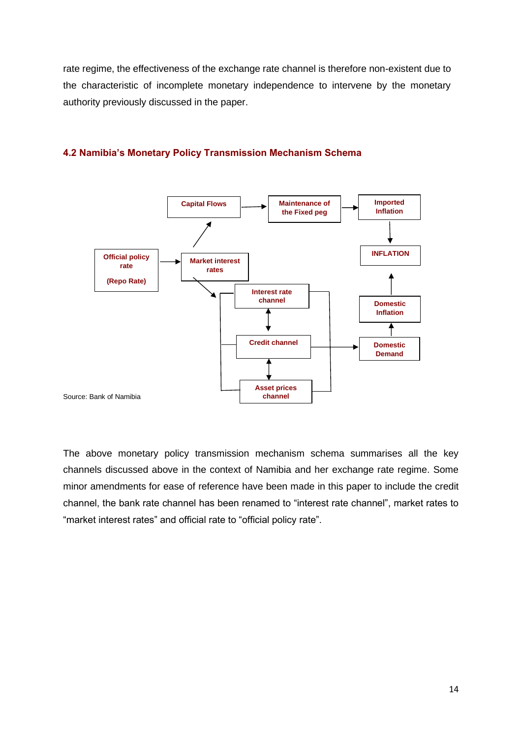rate regime, the effectiveness of the exchange rate channel is therefore non-existent due to the characteristic of incomplete monetary independence to intervene by the monetary authority previously discussed in the paper.

## 4.2 Namibia's Monetary Policy Transmission Mechanism Schema

Official policy rate (Repo Rate) → Market interest rates

Market interest rates → Capital Flows → Maintenance of the Fixed peg → Imported Inflation → INFLATION

Market interest rates → Interest rate channel ↔ Credit channel ↔ Asset prices channel → Domestic Demand → Domestic Inflation → INFLATION

Source: Bank of Namibia

The above monetary policy transmission mechanism schema summarises all the key channels discussed above in the context of Namibia and her exchange rate regime. Some minor amendments for ease of reference have been made in this paper to include the credit channel, the bank rate channel has been renamed to "interest rate channel", market rates to "market interest rates" and official rate to "official policy rate".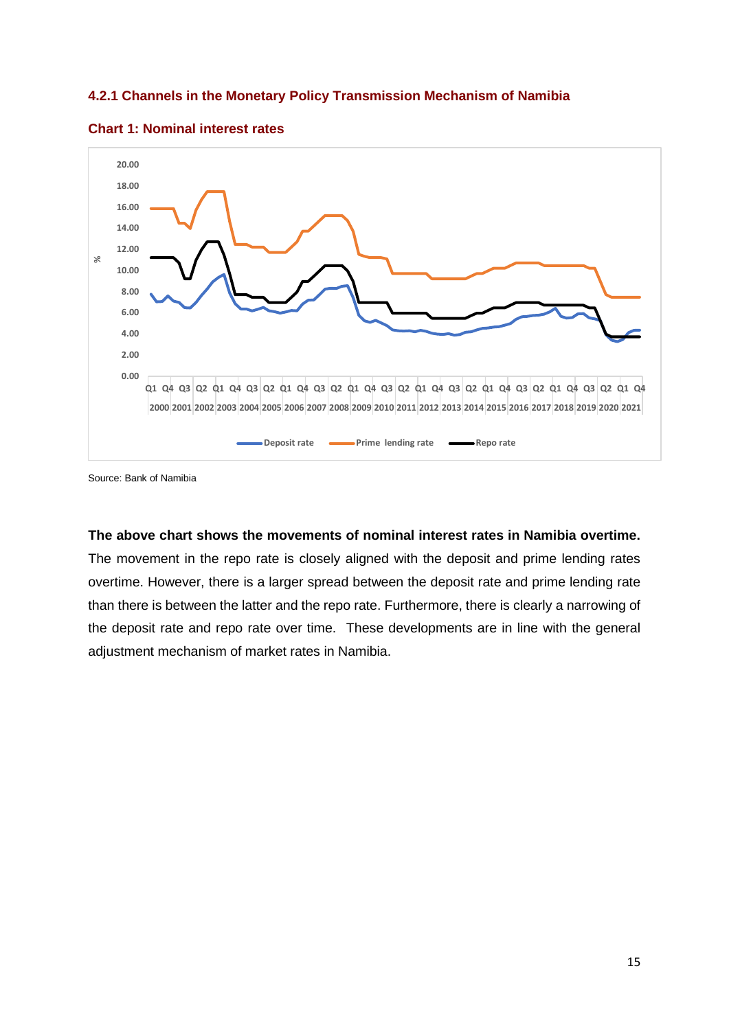### 4.2.1 Channels in the Monetary Policy Transmission Mechanism of Namibia

**Chart 1: Nominal interest rates**

Source: Bank of Namibia

**The above chart shows the movements of nominal interest rates in Namibia overtime.** The movement in the repo rate is closely aligned with the deposit and prime lending rates overtime. However, there is a larger spread between the deposit rate and prime lending rate than there is between the latter and the repo rate. Furthermore, there is clearly a narrowing of the deposit rate and repo rate over time. These developments are in line with the general adjustment mechanism of market rates in Namibia.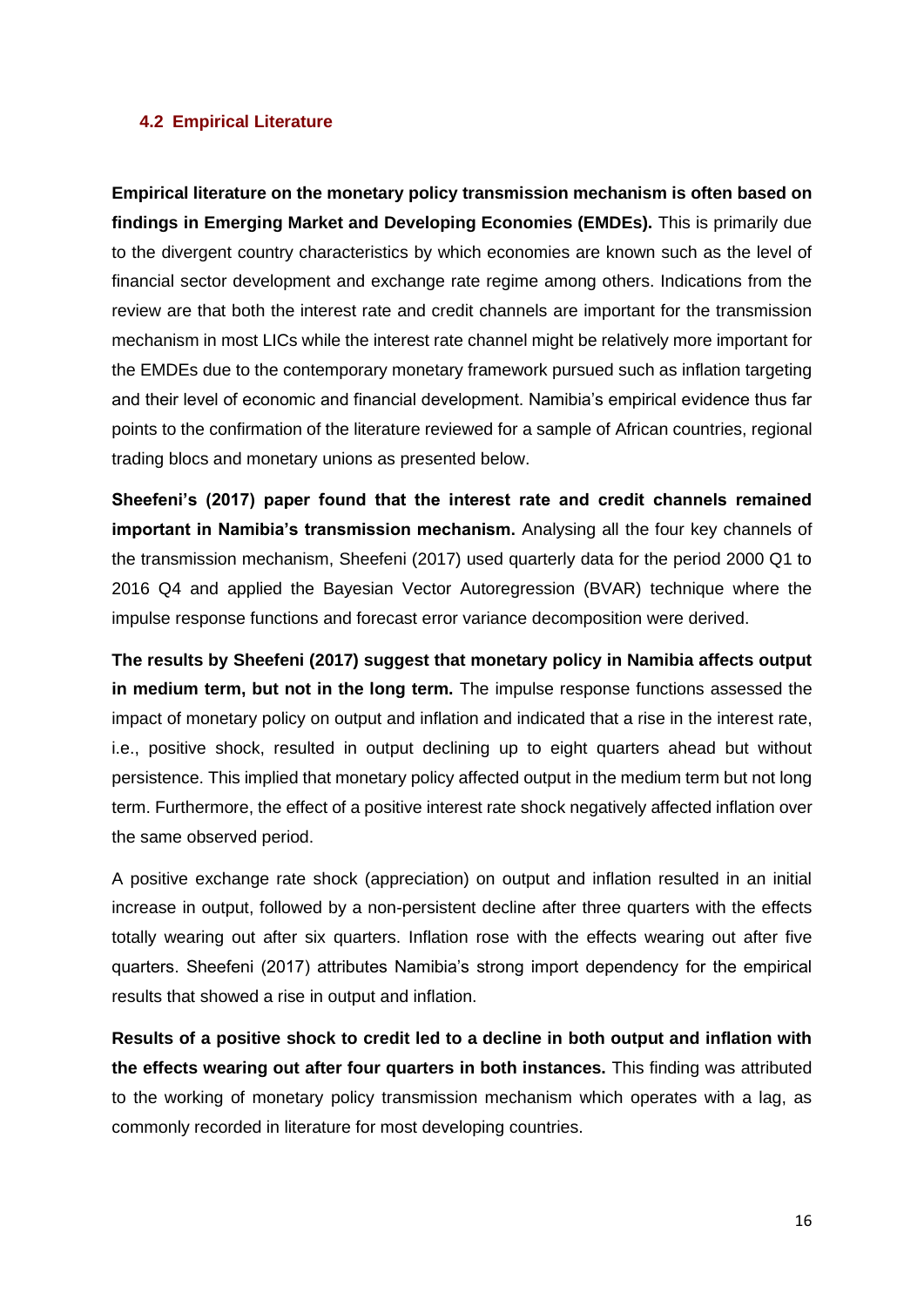### 4.2 Empirical Literature

**Empirical literature on the monetary policy transmission mechanism is often based on findings in Emerging Market and Developing Economies (EMDEs).** This is primarily due to the divergent country characteristics by which economies are known such as the level of financial sector development and exchange rate regime among others. Indications from the review are that both the interest rate and credit channels are important for the transmission mechanism in most LICs while the interest rate channel might be relatively more important for the EMDEs due to the contemporary monetary framework pursued such as inflation targeting and their level of economic and financial development. Namibia's empirical evidence thus far points to the confirmation of the literature reviewed for a sample of African countries, regional trading blocs and monetary unions as presented below.

**Sheefeni's (2017) paper found that the interest rate and credit channels remained important in Namibia's transmission mechanism.** Analysing all the four key channels of the transmission mechanism, Sheefeni (2017) used quarterly data for the period 2000 Q1 to 2016 Q4 and applied the Bayesian Vector Autoregression (BVAR) technique where the impulse response functions and forecast error variance decomposition were derived.

**The results by Sheefeni (2017) suggest that monetary policy in Namibia affects output in medium term, but not in the long term.** The impulse response functions assessed the impact of monetary policy on output and inflation and indicated that a rise in the interest rate, i.e., positive shock, resulted in output declining up to eight quarters ahead but without persistence. This implied that monetary policy affected output in the medium term but not long term. Furthermore, the effect of a positive interest rate shock negatively affected inflation over the same observed period.

A positive exchange rate shock (appreciation) on output and inflation resulted in an initial increase in output, followed by a non-persistent decline after three quarters with the effects totally wearing out after six quarters. Inflation rose with the effects wearing out after five quarters. Sheefeni (2017) attributes Namibia's strong import dependency for the empirical results that showed a rise in output and inflation.

**Results of a positive shock to credit led to a decline in both output and inflation with the effects wearing out after four quarters in both instances.** This finding was attributed to the working of monetary policy transmission mechanism which operates with a lag, as commonly recorded in literature for most developing countries.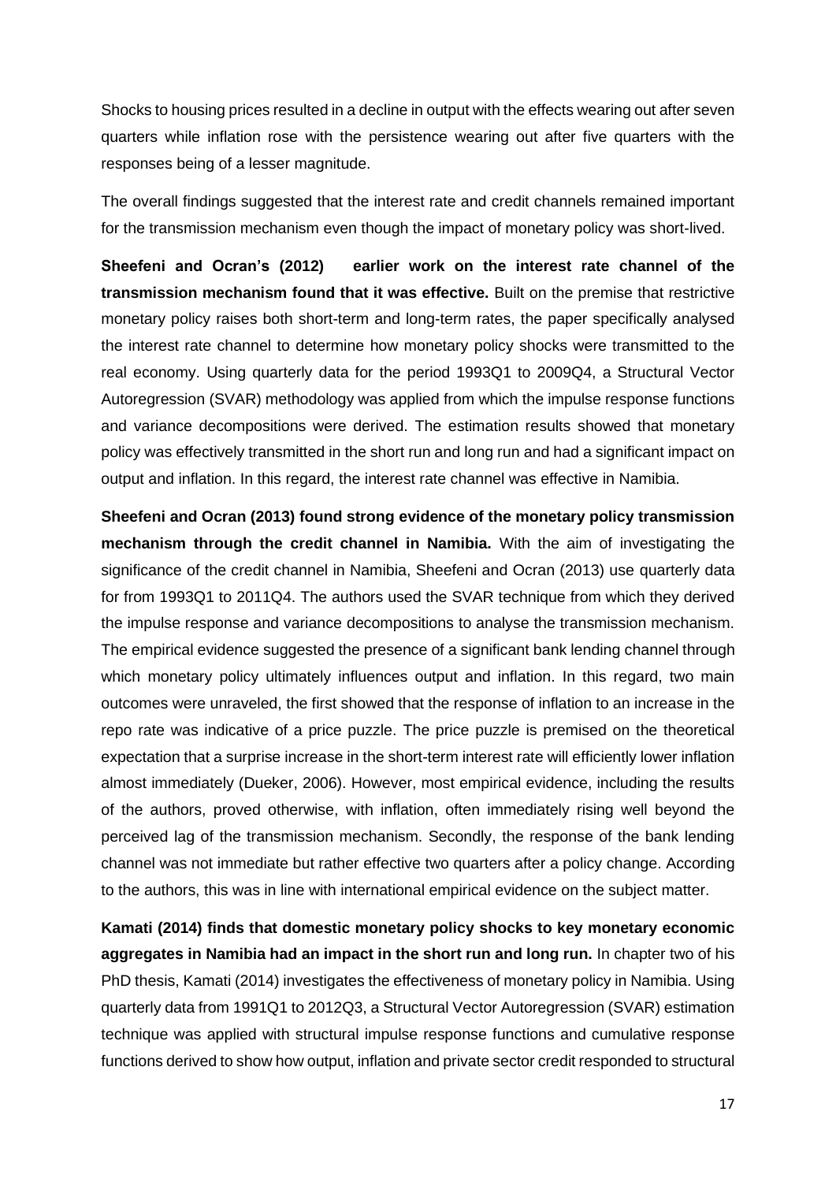Shocks to housing prices resulted in a decline in output with the effects wearing out after seven quarters while inflation rose with the persistence wearing out after five quarters with the responses being of a lesser magnitude.

The overall findings suggested that the interest rate and credit channels remained important for the transmission mechanism even though the impact of monetary policy was short-lived.

**Sheefeni and Ocran's (2012) earlier work on the interest rate channel of the transmission mechanism found that it was effective.** Built on the premise that restrictive monetary policy raises both short-term and long-term rates, the paper specifically analysed the interest rate channel to determine how monetary policy shocks were transmitted to the real economy. Using quarterly data for the period 1993Q1 to 2009Q4, a Structural Vector Autoregression (SVAR) methodology was applied from which the impulse response functions and variance decompositions were derived. The estimation results showed that monetary policy was effectively transmitted in the short run and long run and had a significant impact on output and inflation. In this regard, the interest rate channel was effective in Namibia.

**Sheefeni and Ocran (2013) found strong evidence of the monetary policy transmission mechanism through the credit channel in Namibia.** With the aim of investigating the significance of the credit channel in Namibia, Sheefeni and Ocran (2013) use quarterly data for from 1993Q1 to 2011Q4. The authors used the SVAR technique from which they derived the impulse response and variance decompositions to analyse the transmission mechanism. The empirical evidence suggested the presence of a significant bank lending channel through which monetary policy ultimately influences output and inflation. In this regard, two main outcomes were unraveled, the first showed that the response of inflation to an increase in the repo rate was indicative of a price puzzle. The price puzzle is premised on the theoretical expectation that a surprise increase in the short-term interest rate will efficiently lower inflation almost immediately (Dueker, 2006). However, most empirical evidence, including the results of the authors, proved otherwise, with inflation, often immediately rising well beyond the perceived lag of the transmission mechanism. Secondly, the response of the bank lending channel was not immediate but rather effective two quarters after a policy change. According to the authors, this was in line with international empirical evidence on the subject matter.

**Kamati (2014) finds that domestic monetary policy shocks to key monetary economic aggregates in Namibia had an impact in the short run and long run.** In chapter two of his PhD thesis, Kamati (2014) investigates the effectiveness of monetary policy in Namibia. Using quarterly data from 1991Q1 to 2012Q3, a Structural Vector Autoregression (SVAR) estimation technique was applied with structural impulse response functions and cumulative response functions derived to show how output, inflation and private sector credit responded to structural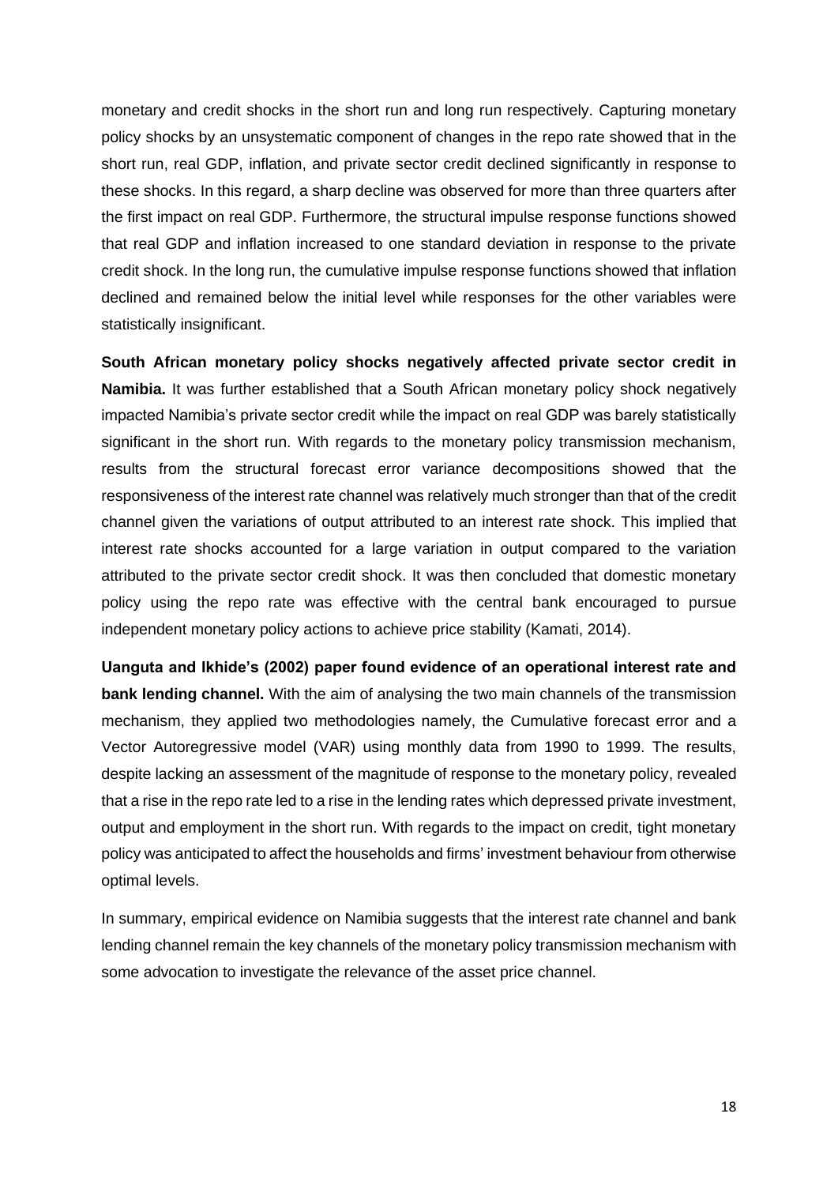monetary and credit shocks in the short run and long run respectively. Capturing monetary policy shocks by an unsystematic component of changes in the repo rate showed that in the short run, real GDP, inflation, and private sector credit declined significantly in response to these shocks. In this regard, a sharp decline was observed for more than three quarters after the first impact on real GDP. Furthermore, the structural impulse response functions showed that real GDP and inflation increased to one standard deviation in response to the private credit shock. In the long run, the cumulative impulse response functions showed that inflation declined and remained below the initial level while responses for the other variables were statistically insignificant.

**South African monetary policy shocks negatively affected private sector credit in Namibia.** It was further established that a South African monetary policy shock negatively impacted Namibia's private sector credit while the impact on real GDP was barely statistically significant in the short run. With regards to the monetary policy transmission mechanism, results from the structural forecast error variance decompositions showed that the responsiveness of the interest rate channel was relatively much stronger than that of the credit channel given the variations of output attributed to an interest rate shock. This implied that interest rate shocks accounted for a large variation in output compared to the variation attributed to the private sector credit shock. It was then concluded that domestic monetary policy using the repo rate was effective with the central bank encouraged to pursue independent monetary policy actions to achieve price stability (Kamati, 2014).

**Uanguta and Ikhide's (2002) paper found evidence of an operational interest rate and bank lending channel.** With the aim of analysing the two main channels of the transmission mechanism, they applied two methodologies namely, the Cumulative forecast error and a Vector Autoregressive model (VAR) using monthly data from 1990 to 1999. The results, despite lacking an assessment of the magnitude of response to the monetary policy, revealed that a rise in the repo rate led to a rise in the lending rates which depressed private investment, output and employment in the short run. With regards to the impact on credit, tight monetary policy was anticipated to affect the households and firms' investment behaviour from otherwise optimal levels.

In summary, empirical evidence on Namibia suggests that the interest rate channel and bank lending channel remain the key channels of the monetary policy transmission mechanism with some advocation to investigate the relevance of the asset price channel.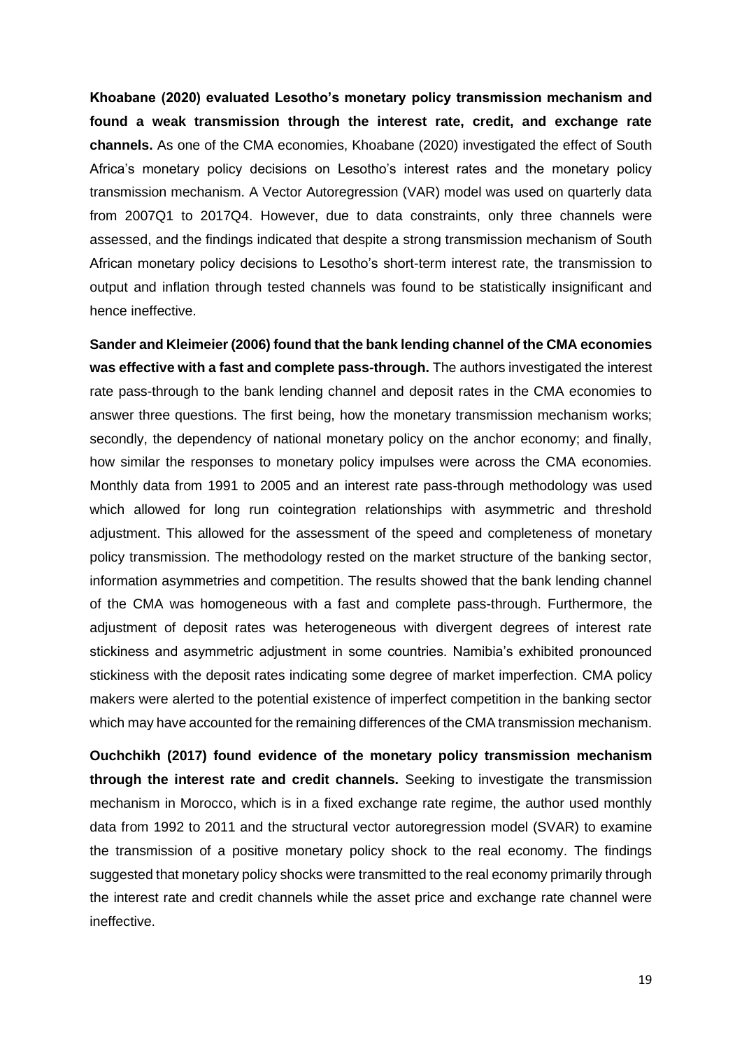**Khoabane (2020) evaluated Lesotho's monetary policy transmission mechanism and found a weak transmission through the interest rate, credit, and exchange rate channels.** As one of the CMA economies, Khoabane (2020) investigated the effect of South Africa's monetary policy decisions on Lesotho's interest rates and the monetary policy transmission mechanism. A Vector Autoregression (VAR) model was used on quarterly data from 2007Q1 to 2017Q4. However, due to data constraints, only three channels were assessed, and the findings indicated that despite a strong transmission mechanism of South African monetary policy decisions to Lesotho's short-term interest rate, the transmission to output and inflation through tested channels was found to be statistically insignificant and hence ineffective.

**Sander and Kleimeier (2006) found that the bank lending channel of the CMA economies was effective with a fast and complete pass-through.** The authors investigated the interest rate pass-through to the bank lending channel and deposit rates in the CMA economies to answer three questions. The first being, how the monetary transmission mechanism works; secondly, the dependency of national monetary policy on the anchor economy; and finally, how similar the responses to monetary policy impulses were across the CMA economies. Monthly data from 1991 to 2005 and an interest rate pass-through methodology was used which allowed for long run cointegration relationships with asymmetric and threshold adjustment. This allowed for the assessment of the speed and completeness of monetary policy transmission. The methodology rested on the market structure of the banking sector, information asymmetries and competition. The results showed that the bank lending channel of the CMA was homogeneous with a fast and complete pass-through. Furthermore, the adjustment of deposit rates was heterogeneous with divergent degrees of interest rate stickiness and asymmetric adjustment in some countries. Namibia's exhibited pronounced stickiness with the deposit rates indicating some degree of market imperfection. CMA policy makers were alerted to the potential existence of imperfect competition in the banking sector which may have accounted for the remaining differences of the CMA transmission mechanism.

**Ouchchikh (2017) found evidence of the monetary policy transmission mechanism through the interest rate and credit channels.** Seeking to investigate the transmission mechanism in Morocco, which is in a fixed exchange rate regime, the author used monthly data from 1992 to 2011 and the structural vector autoregression model (SVAR) to examine the transmission of a positive monetary policy shock to the real economy. The findings suggested that monetary policy shocks were transmitted to the real economy primarily through the interest rate and credit channels while the asset price and exchange rate channel were ineffective.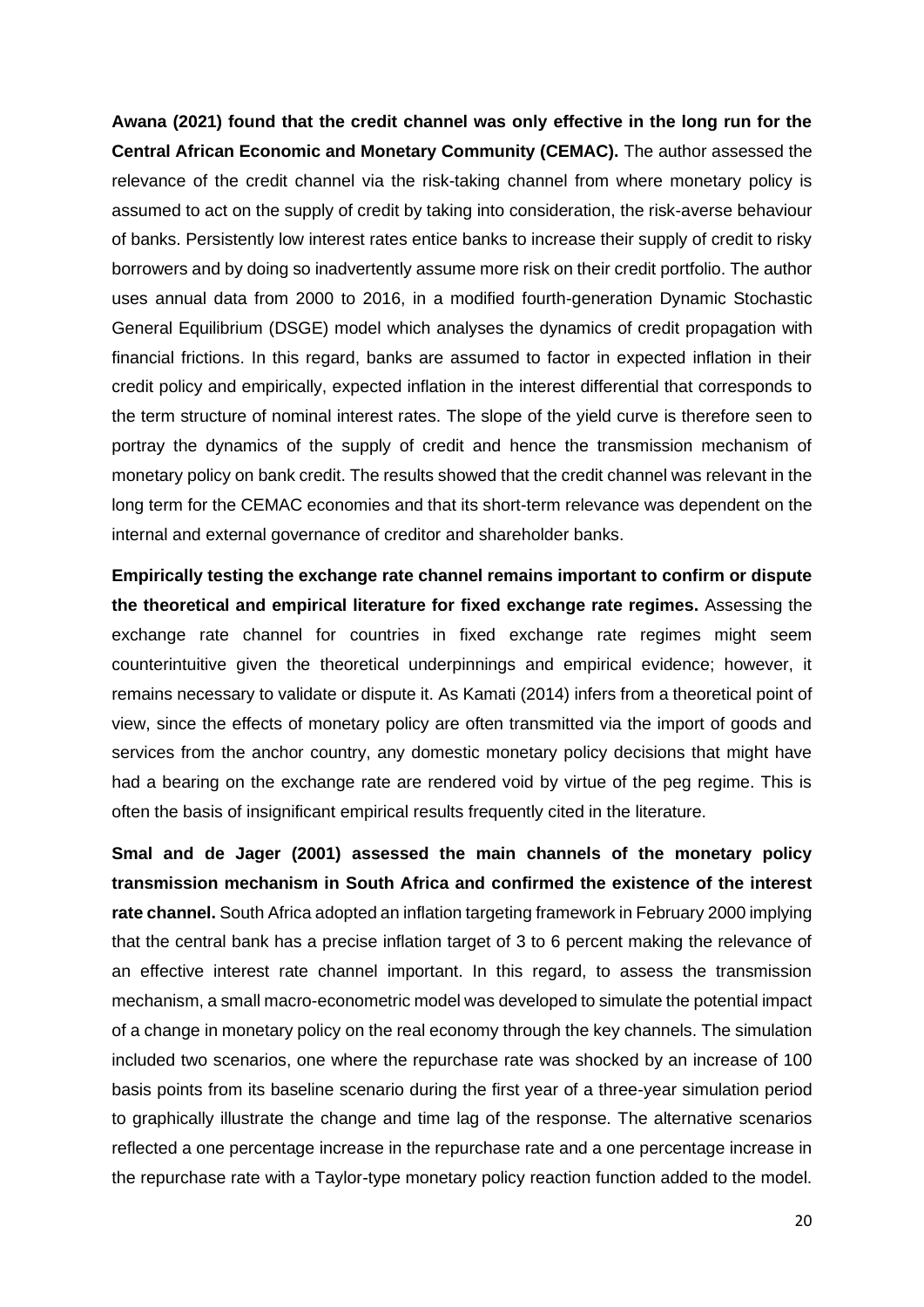**Awana (2021) found that the credit channel was only effective in the long run for the Central African Economic and Monetary Community (CEMAC).** The author assessed the relevance of the credit channel via the risk-taking channel from where monetary policy is assumed to act on the supply of credit by taking into consideration, the risk-averse behaviour of banks. Persistently low interest rates entice banks to increase their supply of credit to risky borrowers and by doing so inadvertently assume more risk on their credit portfolio. The author uses annual data from 2000 to 2016, in a modified fourth-generation Dynamic Stochastic General Equilibrium (DSGE) model which analyses the dynamics of credit propagation with financial frictions. In this regard, banks are assumed to factor in expected inflation in their credit policy and empirically, expected inflation in the interest differential that corresponds to the term structure of nominal interest rates. The slope of the yield curve is therefore seen to portray the dynamics of the supply of credit and hence the transmission mechanism of monetary policy on bank credit. The results showed that the credit channel was relevant in the long term for the CEMAC economies and that its short-term relevance was dependent on the internal and external governance of creditor and shareholder banks.

**Empirically testing the exchange rate channel remains important to confirm or dispute the theoretical and empirical literature for fixed exchange rate regimes.** Assessing the exchange rate channel for countries in fixed exchange rate regimes might seem counterintuitive given the theoretical underpinnings and empirical evidence; however, it remains necessary to validate or dispute it. As Kamati (2014) infers from a theoretical point of view, since the effects of monetary policy are often transmitted via the import of goods and services from the anchor country, any domestic monetary policy decisions that might have had a bearing on the exchange rate are rendered void by virtue of the peg regime. This is often the basis of insignificant empirical results frequently cited in the literature.

**Smal and de Jager (2001) assessed the main channels of the monetary policy transmission mechanism in South Africa and confirmed the existence of the interest rate channel.** South Africa adopted an inflation targeting framework in February 2000 implying that the central bank has a precise inflation target of 3 to 6 percent making the relevance of an effective interest rate channel important. In this regard, to assess the transmission mechanism, a small macro-econometric model was developed to simulate the potential impact of a change in monetary policy on the real economy through the key channels. The simulation included two scenarios, one where the repurchase rate was shocked by an increase of 100 basis points from its baseline scenario during the first year of a three-year simulation period to graphically illustrate the change and time lag of the response. The alternative scenarios reflected a one percentage increase in the repurchase rate and a one percentage increase in the repurchase rate with a Taylor-type monetary policy reaction function added to the model.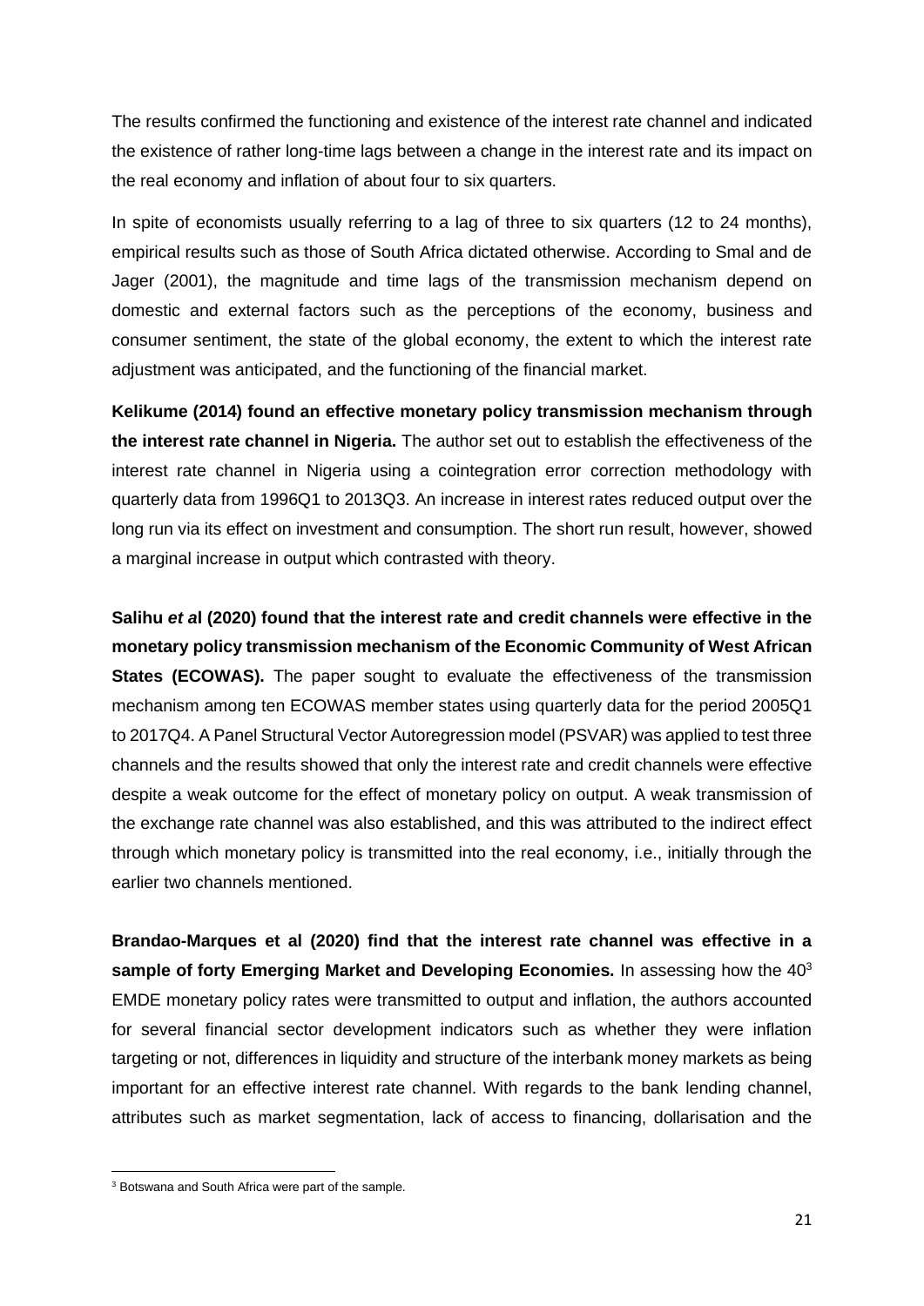The results confirmed the functioning and existence of the interest rate channel and indicated the existence of rather long-time lags between a change in the interest rate and its impact on the real economy and inflation of about four to six quarters.

In spite of economists usually referring to a lag of three to six quarters (12 to 24 months), empirical results such as those of South Africa dictated otherwise. According to Smal and de Jager (2001), the magnitude and time lags of the transmission mechanism depend on domestic and external factors such as the perceptions of the economy, business and consumer sentiment, the state of the global economy, the extent to which the interest rate adjustment was anticipated, and the functioning of the financial market.

**Kelikume (2014) found an effective monetary policy transmission mechanism through the interest rate channel in Nigeria.** The author set out to establish the effectiveness of the interest rate channel in Nigeria using a cointegration error correction methodology with quarterly data from 1996Q1 to 2013Q3. An increase in interest rates reduced output over the long run via its effect on investment and consumption. The short run result, however, showed a marginal increase in output which contrasted with theory.

**Salihu *et a*l (2020) found that the interest rate and credit channels were effective in the monetary policy transmission mechanism of the Economic Community of West African States (ECOWAS).** The paper sought to evaluate the effectiveness of the transmission mechanism among ten ECOWAS member states using quarterly data for the period 2005Q1 to 2017Q4. A Panel Structural Vector Autoregression model (PSVAR) was applied to test three channels and the results showed that only the interest rate and credit channels were effective despite a weak outcome for the effect of monetary policy on output. A weak transmission of the exchange rate channel was also established, and this was attributed to the indirect effect through which monetary policy is transmitted into the real economy, i.e., initially through the earlier two channels mentioned.

**Brandao-Marques et al (2020) find that the interest rate channel was effective in a sample of forty Emerging Market and Developing Economies.** In assessing how the 40[3] EMDE monetary policy rates were transmitted to output and inflation, the authors accounted for several financial sector development indicators such as whether they were inflation targeting or not, differences in liquidity and structure of the interbank money markets as being important for an effective interest rate channel. With regards to the bank lending channel, attributes such as market segmentation, lack of access to financing, dollarisation and the

[3] Botswana and South Africa were part of the sample.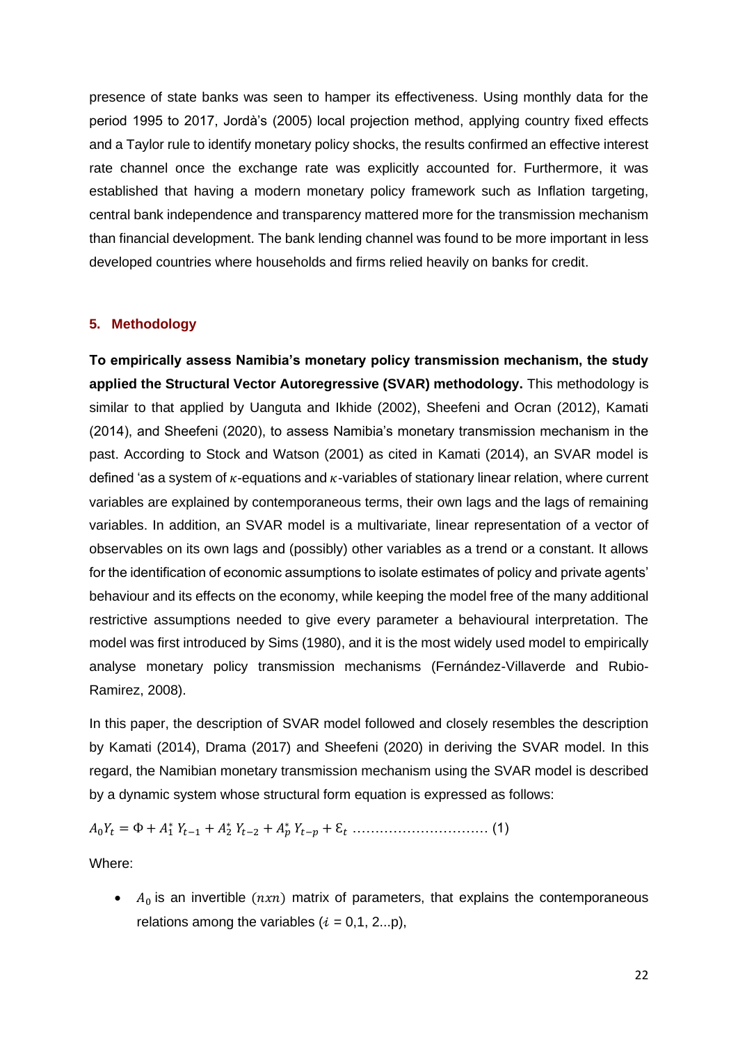presence of state banks was seen to hamper its effectiveness. Using monthly data for the period 1995 to 2017, Jordà's (2005) local projection method, applying country fixed effects and a Taylor rule to identify monetary policy shocks, the results confirmed an effective interest rate channel once the exchange rate was explicitly accounted for. Furthermore, it was established that having a modern monetary policy framework such as Inflation targeting, central bank independence and transparency mattered more for the transmission mechanism than financial development. The bank lending channel was found to be more important in less developed countries where households and firms relied heavily on banks for credit.

## 5. Methodology

**To empirically assess Namibia's monetary policy transmission mechanism, the study applied the Structural Vector Autoregressive (SVAR) methodology.** This methodology is similar to that applied by Uanguta and Ikhide (2002), Sheefeni and Ocran (2012), Kamati (2014), and Sheefeni (2020), to assess Namibia's monetary transmission mechanism in the past. According to Stock and Watson (2001) as cited in Kamati (2014), an SVAR model is defined 'as a system of $\kappa$-equations and $\kappa$-variables of stationary linear relation, where current variables are explained by contemporaneous terms, their own lags and the lags of remaining variables. In addition, an SVAR model is a multivariate, linear representation of a vector of observables on its own lags and (possibly) other variables as a trend or a constant. It allows for the identification of economic assumptions to isolate estimates of policy and private agents' behaviour and its effects on the economy, while keeping the model free of the many additional restrictive assumptions needed to give every parameter a behavioural interpretation. The model was first introduced by Sims (1980), and it is the most widely used model to empirically analyse monetary policy transmission mechanisms (Fernández-Villaverde and Rubio-Ramirez, 2008).

In this paper, the description of SVAR model followed and closely resembles the description by Kamati (2014), Drama (2017) and Sheefeni (2020) in deriving the SVAR model. In this regard, the Namibian monetary transmission mechanism using the SVAR model is described by a dynamic system whose structural form equation is expressed as follows:

$$A_0 Y_t = \Phi + A_1^* Y_{t-1} + A_2^* Y_{t-2} + A_p^* Y_{t-p} + \varepsilon_t \quad \text{.............................} \quad (1)$$

Where:

- $A_0$ is an invertible $(nxn)$ matrix of parameters, that explains the contemporaneous relations among the variables ($i$ = 0,1, 2...p),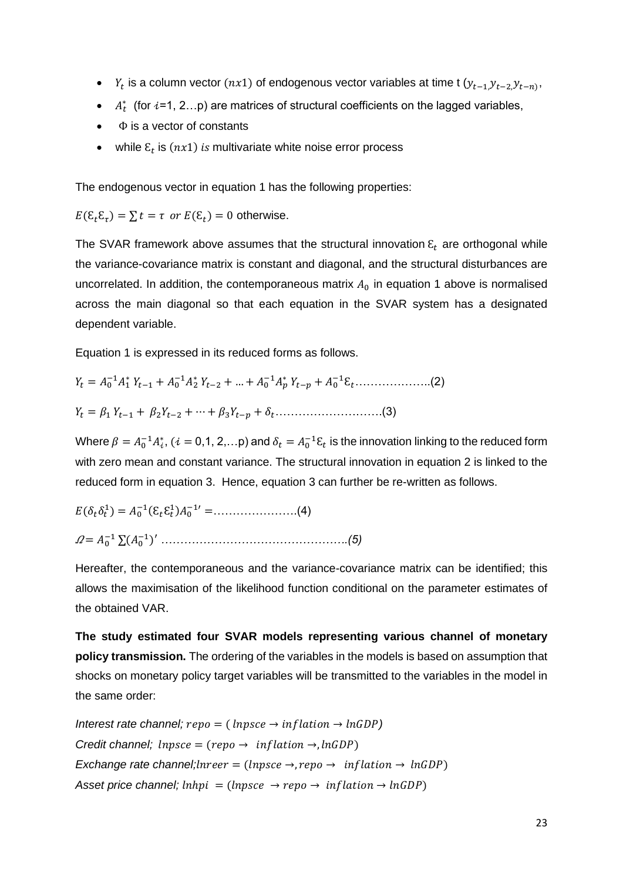- $Y_t$ is a column vector $(nx1)$ of endogenous vector variables at time t $(y_{t-1,}y_{t-2,}y_{t-n)}$,
- $A_t^*$ (for $i$=1, 2…p) are matrices of structural coefficients on the lagged variables,
- $\Phi$ is a vector of constants
- while $\mathcal{E}_t$ is $(nx1)$ *is* multivariate white noise error process

The endogenous vector in equation 1 has the following properties:

$E(\mathcal{E}_t\mathcal{E}_\tau) = \sum t = \tau \ \ or \ E(\mathcal{E}_t) = 0$ otherwise.

The SVAR framework above assumes that the structural innovation $\mathcal{E}_t$ are orthogonal while the variance-covariance matrix is constant and diagonal, and the structural disturbances are uncorrelated. In addition, the contemporaneous matrix $A_0$ in equation 1 above is normalised across the main diagonal so that each equation in the SVAR system has a designated dependent variable.

Equation 1 is expressed in its reduced forms as follows.

$$Y_t = A_0^{-1}A_1^* \, Y_{t-1} + A_0^{-1}A_2^* \, Y_{t-2} + \ldots + A_0^{-1}A_p^* \, Y_{t-p} + A_0^{-1}\mathcal{E}_t \ldots\ldots\ldots\ldots\ldots\ldots..(2)$$

$$Y_t = \beta_1 \, Y_{t-1} + \ \beta_2 Y_{t-2} + \cdots + \beta_3 Y_{t-p} + \delta_t \ldots\ldots\ldots\ldots\ldots\ldots\ldots\ldots\ldots.(3)$$

Where $\beta = A_0^{-1}A_i^*$, ($i$ = 0,1, 2,…p) and $\delta_t = A_0^{-1}\mathcal{E}_t$ is the innovation linking to the reduced form with zero mean and constant variance. The structural innovation in equation 2 is linked to the reduced form in equation 3. Hence, equation 3 can further be re-written as follows.

$$E(\delta_t\delta_t^1) = A_0^{-1}(\mathcal{E}_t\mathcal{E}_t^1)A_0^{-1\prime} = \ldots\ldots\ldots\ldots\ldots\ldots.(4)$$

$$\Omega = A_0^{-1}\sum(A_0^{-1})' \ \ldots\ldots\ldots\ldots\ldots\ldots\ldots\ldots\ldots\ldots\ldots\ldots\ldots\ldots\ldots.(5)$$

Hereafter, the contemporaneous and the variance-covariance matrix can be identified; this allows the maximisation of the likelihood function conditional on the parameter estimates of the obtained VAR.

**The study estimated four SVAR models representing various channel of monetary policy transmission.** The ordering of the variables in the models is based on assumption that shocks on monetary policy target variables will be transmitted to the variables in the model in the same order:

*Interest rate channel;* $repo = (\, lnpsce \rightarrow inflation \rightarrow lnGDP)$
*Credit channel;* $lnpsce = (repo \rightarrow \ inflation \rightarrow, lnGDP)$
*Exchange rate channel;*$lnreer = (lnpsce \rightarrow, repo \rightarrow \ inflation \rightarrow \ lnGDP)$
*Asset price channel;* $lnhpi \ = (lnpsce \ \rightarrow repo \rightarrow \ inflation \rightarrow lnGDP)$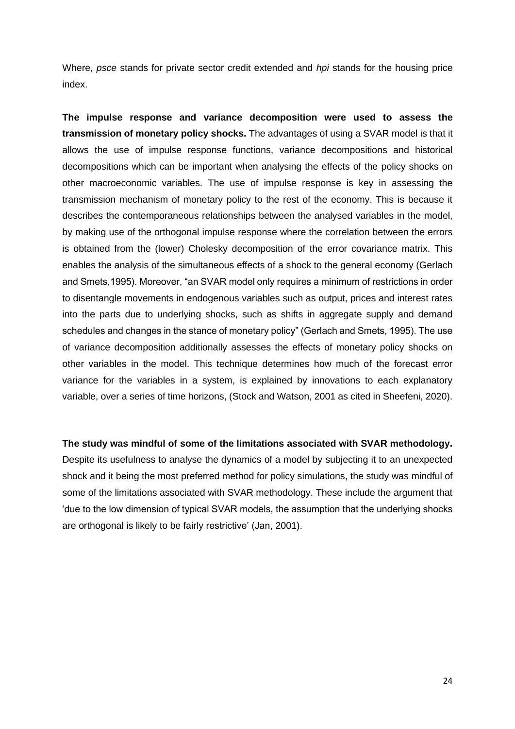Where, *psce* stands for private sector credit extended and *hpi* stands for the housing price index.

**The impulse response and variance decomposition were used to assess the transmission of monetary policy shocks.** The advantages of using a SVAR model is that it allows the use of impulse response functions, variance decompositions and historical decompositions which can be important when analysing the effects of the policy shocks on other macroeconomic variables. The use of impulse response is key in assessing the transmission mechanism of monetary policy to the rest of the economy. This is because it describes the contemporaneous relationships between the analysed variables in the model, by making use of the orthogonal impulse response where the correlation between the errors is obtained from the (lower) Cholesky decomposition of the error covariance matrix. This enables the analysis of the simultaneous effects of a shock to the general economy (Gerlach and Smets,1995). Moreover, "an SVAR model only requires a minimum of restrictions in order to disentangle movements in endogenous variables such as output, prices and interest rates into the parts due to underlying shocks, such as shifts in aggregate supply and demand schedules and changes in the stance of monetary policy" (Gerlach and Smets, 1995). The use of variance decomposition additionally assesses the effects of monetary policy shocks on other variables in the model. This technique determines how much of the forecast error variance for the variables in a system, is explained by innovations to each explanatory variable, over a series of time horizons, (Stock and Watson, 2001 as cited in Sheefeni, 2020).

**The study was mindful of some of the limitations associated with SVAR methodology.** Despite its usefulness to analyse the dynamics of a model by subjecting it to an unexpected shock and it being the most preferred method for policy simulations, the study was mindful of some of the limitations associated with SVAR methodology. These include the argument that 'due to the low dimension of typical SVAR models, the assumption that the underlying shocks are orthogonal is likely to be fairly restrictive' (Jan, 2001).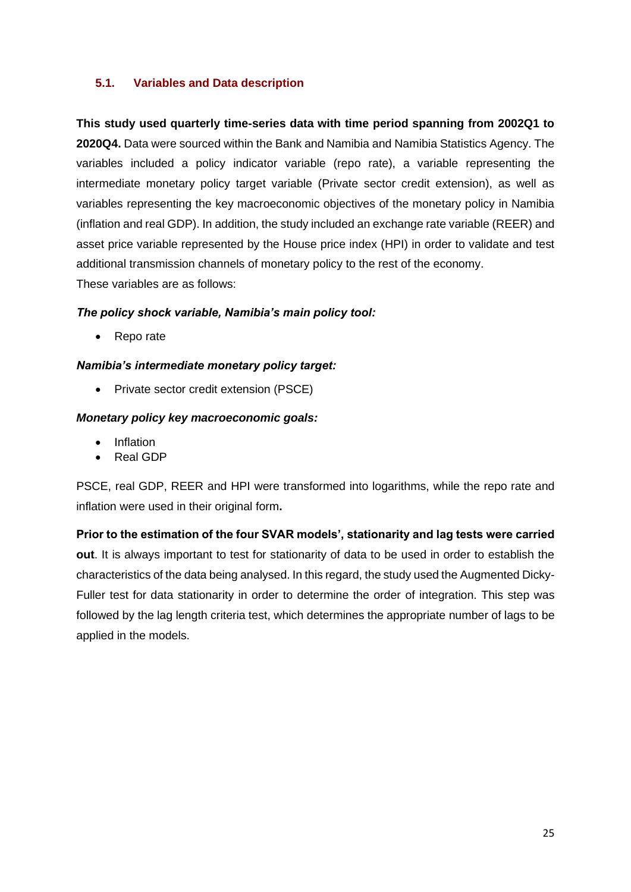### 5.1. Variables and Data description

**This study used quarterly time-series data with time period spanning from 2002Q1 to 2020Q4.** Data were sourced within the Bank and Namibia and Namibia Statistics Agency. The variables included a policy indicator variable (repo rate), a variable representing the intermediate monetary policy target variable (Private sector credit extension), as well as variables representing the key macroeconomic objectives of the monetary policy in Namibia (inflation and real GDP). In addition, the study included an exchange rate variable (REER) and asset price variable represented by the House price index (HPI) in order to validate and test additional transmission channels of monetary policy to the rest of the economy.
These variables are as follows:

***The policy shock variable, Namibia's main policy tool:***

- Repo rate

***Namibia's intermediate monetary policy target:***

- Private sector credit extension (PSCE)

***Monetary policy key macroeconomic goals:***

- Inflation
- Real GDP

PSCE, real GDP, REER and HPI were transformed into logarithms, while the repo rate and inflation were used in their original form**.**

**Prior to the estimation of the four SVAR models', stationarity and lag tests were carried out**. It is always important to test for stationarity of data to be used in order to establish the characteristics of the data being analysed. In this regard, the study used the Augmented Dicky-Fuller test for data stationarity in order to determine the order of integration. This step was followed by the lag length criteria test, which determines the appropriate number of lags to be applied in the models.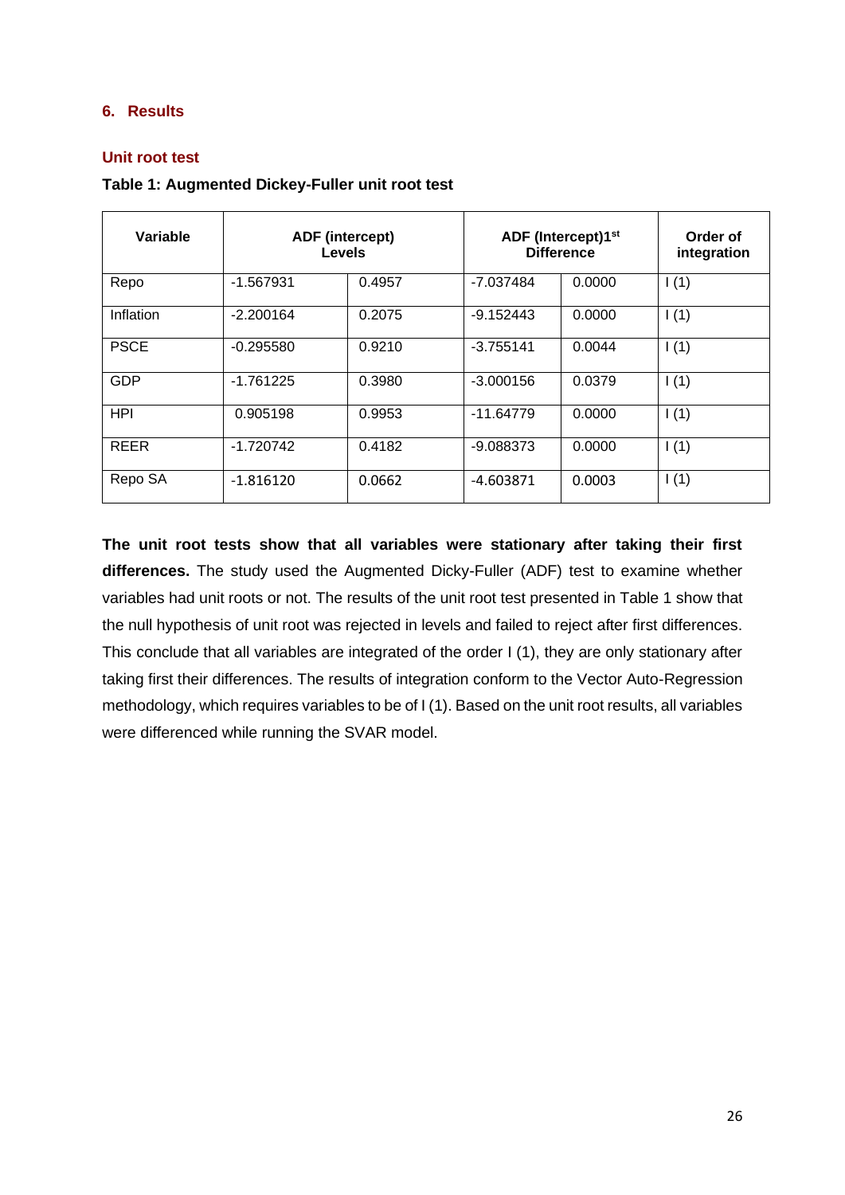## 6. Results

### Unit root test

**Table 1: Augmented Dickey-Fuller unit root test**

| Variable | ADF (intercept) Levels | | ADF (Intercept)1st Difference | | Order of integration |
|---|---|---|---|---|---|
| Repo | -1.567931 | 0.4957 | -7.037484 | 0.0000 | I (1) |
| Inflation | -2.200164 | 0.2075 | -9.152443 | 0.0000 | I (1) |
| PSCE | -0.295580 | 0.9210 | -3.755141 | 0.0044 | I (1) |
| GDP | -1.761225 | 0.3980 | -3.000156 | 0.0379 | I (1) |
| HPI | 0.905198 | 0.9953 | -11.64779 | 0.0000 | I (1) |
| REER | -1.720742 | 0.4182 | -9.088373 | 0.0000 | I (1) |
| Repo SA | -1.816120 | 0.0662 | -4.603871 | 0.0003 | I (1) |

**The unit root tests show that all variables were stationary after taking their first differences.** The study used the Augmented Dicky-Fuller (ADF) test to examine whether variables had unit roots or not. The results of the unit root test presented in Table 1 show that the null hypothesis of unit root was rejected in levels and failed to reject after first differences. This conclude that all variables are integrated of the order I (1), they are only stationary after taking first their differences. The results of integration conform to the Vector Auto-Regression methodology, which requires variables to be of I (1). Based on the unit root results, all variables were differenced while running the SVAR model.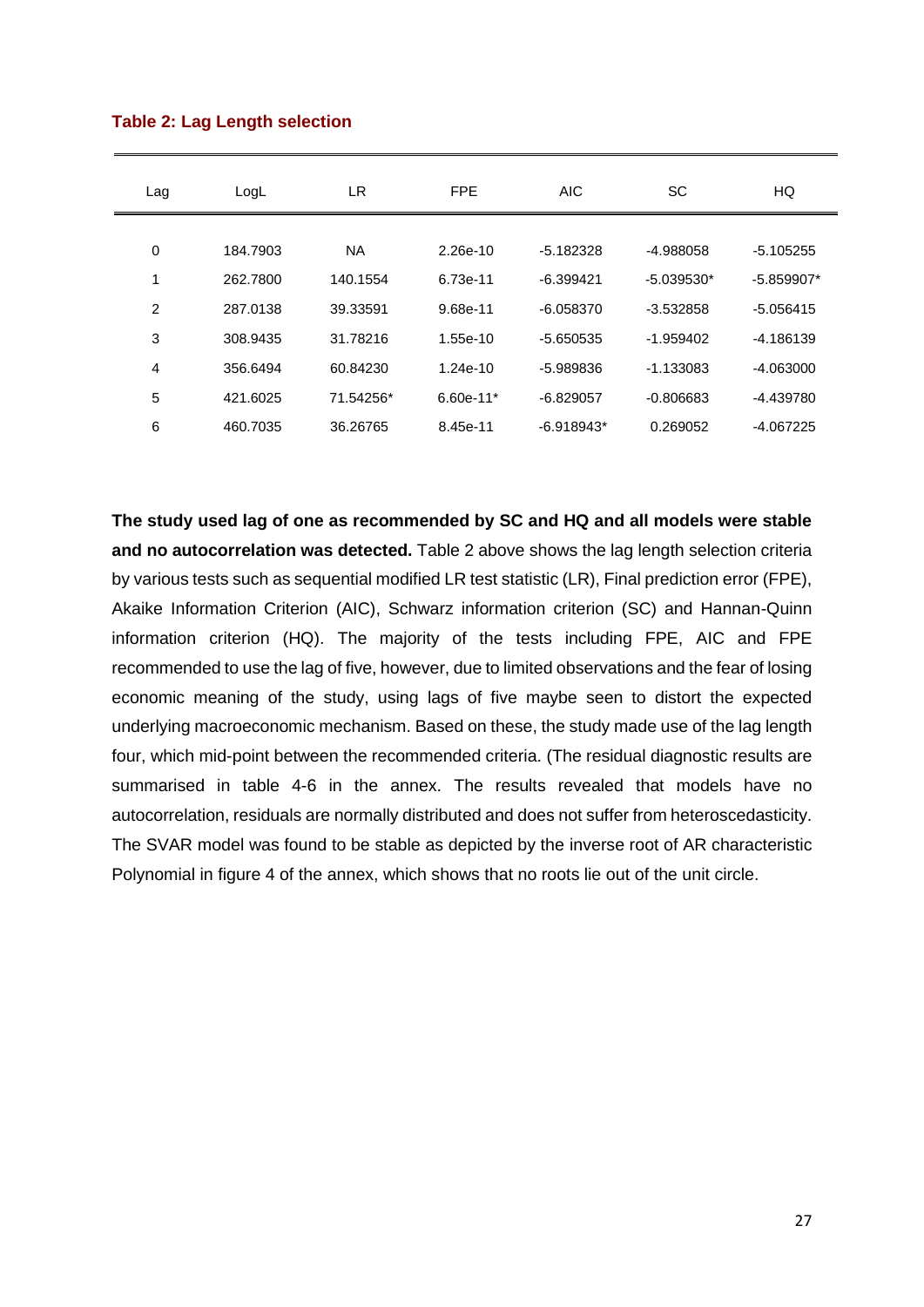**Table 2: Lag Length selection**

| Lag | LogL | LR | FPE | AIC | SC | HQ |
|---|---|---|---|---|---|---|
| 0 | 184.7903 | NA | 2.26e-10 | -5.182328 | -4.988058 | -5.105255 |
| 1 | 262.7800 | 140.1554 | 6.73e-11 | -6.399421 | -5.039530* | -5.859907* |
| 2 | 287.0138 | 39.33591 | 9.68e-11 | -6.058370 | -3.532858 | -5.056415 |
| 3 | 308.9435 | 31.78216 | 1.55e-10 | -5.650535 | -1.959402 | -4.186139 |
| 4 | 356.6494 | 60.84230 | 1.24e-10 | -5.989836 | -1.133083 | -4.063000 |
| 5 | 421.6025 | 71.54256* | 6.60e-11* | -6.829057 | -0.806683 | -4.439780 |
| 6 | 460.7035 | 36.26765 | 8.45e-11 | -6.918943* | 0.269052 | -4.067225 |

**The study used lag of one as recommended by SC and HQ and all models were stable and no autocorrelation was detected.** Table 2 above shows the lag length selection criteria by various tests such as sequential modified LR test statistic (LR), Final prediction error (FPE), Akaike Information Criterion (AIC), Schwarz information criterion (SC) and Hannan-Quinn information criterion (HQ). The majority of the tests including FPE, AIC and FPE recommended to use the lag of five, however, due to limited observations and the fear of losing economic meaning of the study, using lags of five maybe seen to distort the expected underlying macroeconomic mechanism. Based on these, the study made use of the lag length four, which mid-point between the recommended criteria. (The residual diagnostic results are summarised in table 4-6 in the annex. The results revealed that models have no autocorrelation, residuals are normally distributed and does not suffer from heteroscedasticity. The SVAR model was found to be stable as depicted by the inverse root of AR characteristic Polynomial in figure 4 of the annex, which shows that no roots lie out of the unit circle.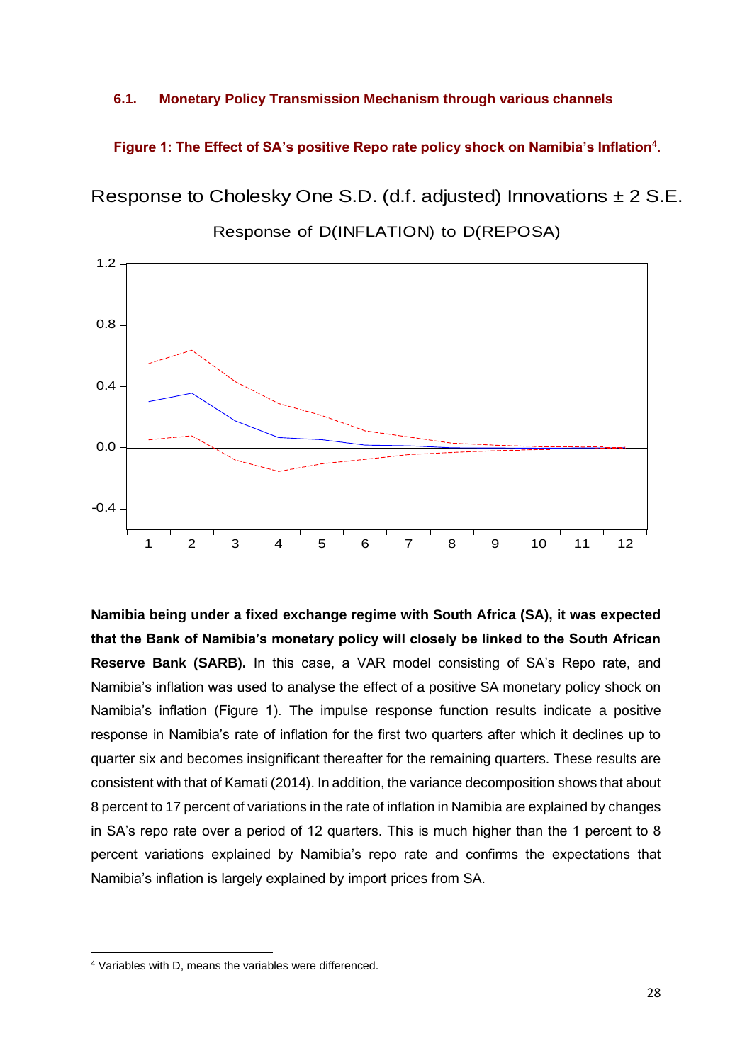## 6.1. Monetary Policy Transmission Mechanism through various channels

**Figure 1: The Effect of SA's positive Repo rate policy shock on Namibia's Inflation[4].**

Response to Cholesky One S.D. (d.f. adjusted) Innovations ± 2 S.E.

Response of D(INFLATION) to D(REPOSA)

**Namibia being under a fixed exchange regime with South Africa (SA), it was expected that the Bank of Namibia's monetary policy will closely be linked to the South African Reserve Bank (SARB).** In this case, a VAR model consisting of SA's Repo rate, and Namibia's inflation was used to analyse the effect of a positive SA monetary policy shock on Namibia's inflation (Figure 1). The impulse response function results indicate a positive response in Namibia's rate of inflation for the first two quarters after which it declines up to quarter six and becomes insignificant thereafter for the remaining quarters. These results are consistent with that of Kamati (2014). In addition, the variance decomposition shows that about 8 percent to 17 percent of variations in the rate of inflation in Namibia are explained by changes in SA's repo rate over a period of 12 quarters. This is much higher than the 1 percent to 8 percent variations explained by Namibia's repo rate and confirms the expectations that Namibia's inflation is largely explained by import prices from SA.

[4] Variables with D, means the variables were differenced.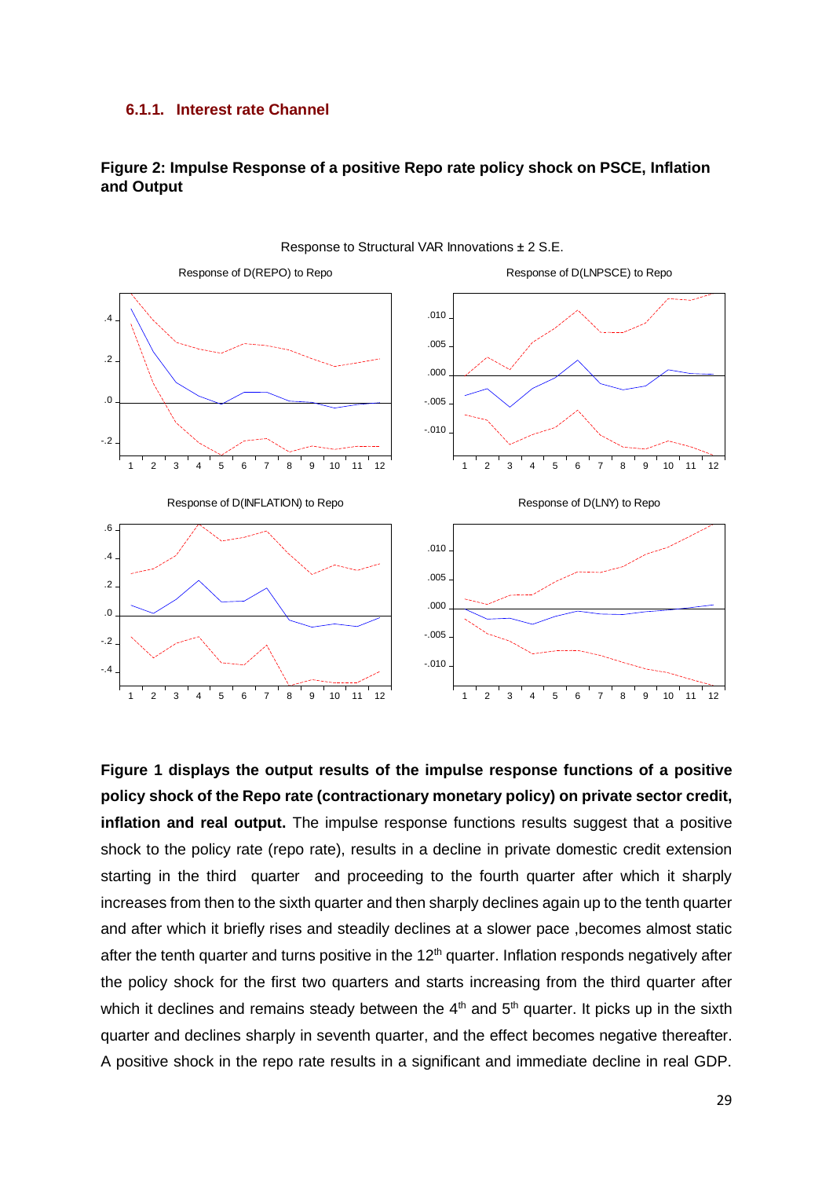### 6.1.1. Interest rate Channel

**Figure 2: Impulse Response of a positive Repo rate policy shock on PSCE, Inflation and Output**

**Figure 1 displays the output results of the impulse response functions of a positive policy shock of the Repo rate (contractionary monetary policy) on private sector credit, inflation and real output.** The impulse response functions results suggest that a positive shock to the policy rate (repo rate), results in a decline in private domestic credit extension starting in the third quarter and proceeding to the fourth quarter after which it sharply increases from then to the sixth quarter and then sharply declines again up to the tenth quarter and after which it briefly rises and steadily declines at a slower pace ,becomes almost static after the tenth quarter and turns positive in the 12th quarter. Inflation responds negatively after the policy shock for the first two quarters and starts increasing from the third quarter after which it declines and remains steady between the 4th and 5th quarter. It picks up in the sixth quarter and declines sharply in seventh quarter, and the effect becomes negative thereafter. A positive shock in the repo rate results in a significant and immediate decline in real GDP.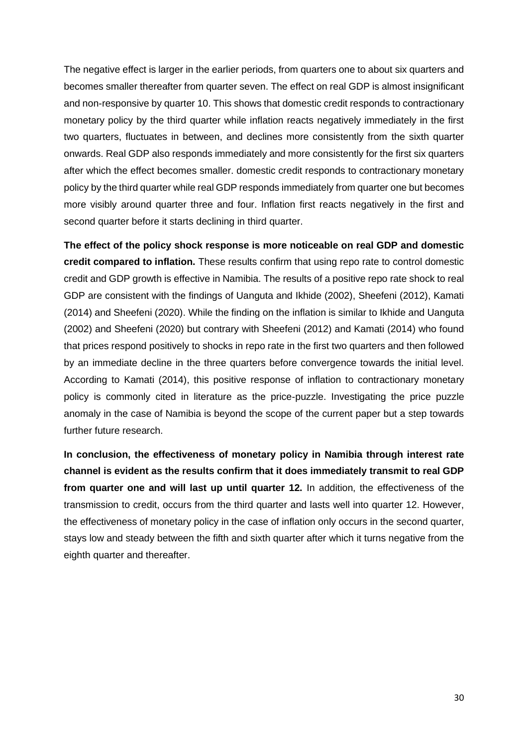The negative effect is larger in the earlier periods, from quarters one to about six quarters and becomes smaller thereafter from quarter seven. The effect on real GDP is almost insignificant and non-responsive by quarter 10. This shows that domestic credit responds to contractionary monetary policy by the third quarter while inflation reacts negatively immediately in the first two quarters, fluctuates in between, and declines more consistently from the sixth quarter onwards. Real GDP also responds immediately and more consistently for the first six quarters after which the effect becomes smaller. domestic credit responds to contractionary monetary policy by the third quarter while real GDP responds immediately from quarter one but becomes more visibly around quarter three and four. Inflation first reacts negatively in the first and second quarter before it starts declining in third quarter.

**The effect of the policy shock response is more noticeable on real GDP and domestic credit compared to inflation.** These results confirm that using repo rate to control domestic credit and GDP growth is effective in Namibia. The results of a positive repo rate shock to real GDP are consistent with the findings of Uanguta and Ikhide (2002), Sheefeni (2012), Kamati (2014) and Sheefeni (2020). While the finding on the inflation is similar to Ikhide and Uanguta (2002) and Sheefeni (2020) but contrary with Sheefeni (2012) and Kamati (2014) who found that prices respond positively to shocks in repo rate in the first two quarters and then followed by an immediate decline in the three quarters before convergence towards the initial level. According to Kamati (2014), this positive response of inflation to contractionary monetary policy is commonly cited in literature as the price-puzzle. Investigating the price puzzle anomaly in the case of Namibia is beyond the scope of the current paper but a step towards further future research.

**In conclusion, the effectiveness of monetary policy in Namibia through interest rate channel is evident as the results confirm that it does immediately transmit to real GDP from quarter one and will last up until quarter 12.** In addition, the effectiveness of the transmission to credit, occurs from the third quarter and lasts well into quarter 12. However, the effectiveness of monetary policy in the case of inflation only occurs in the second quarter, stays low and steady between the fifth and sixth quarter after which it turns negative from the eighth quarter and thereafter.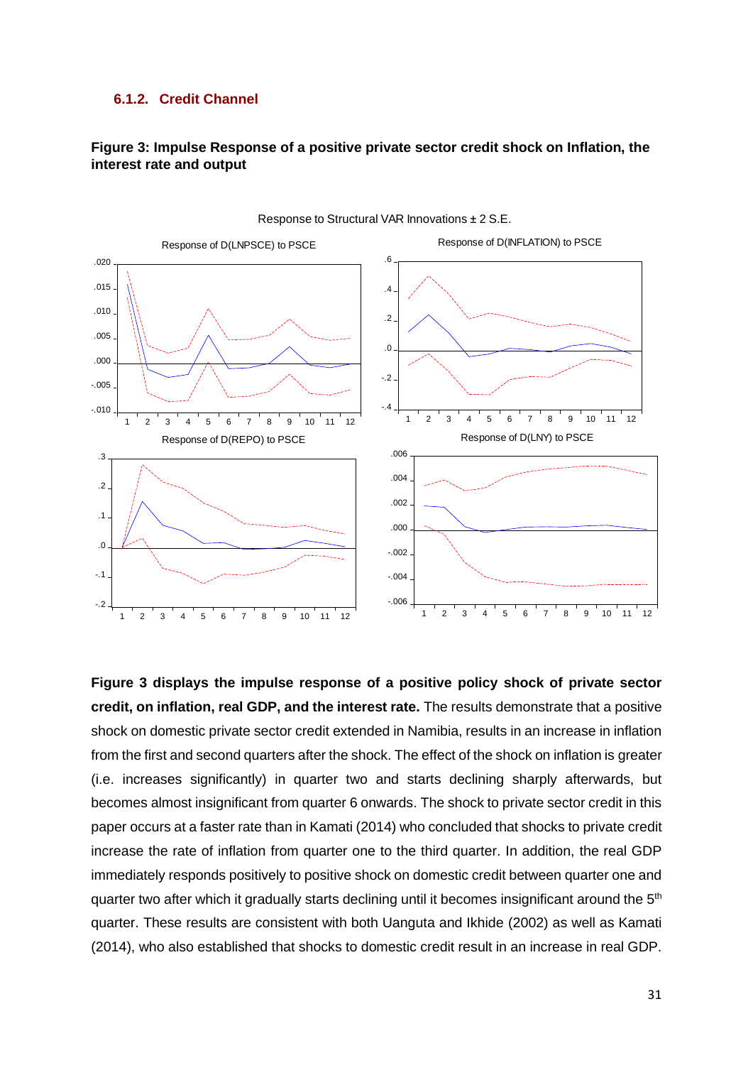### 6.1.2. Credit Channel

**Figure 3: Impulse Response of a positive private sector credit shock on Inflation, the interest rate and output**

**Figure 3 displays the impulse response of a positive policy shock of private sector credit, on inflation, real GDP, and the interest rate.** The results demonstrate that a positive shock on domestic private sector credit extended in Namibia, results in an increase in inflation from the first and second quarters after the shock. The effect of the shock on inflation is greater (i.e. increases significantly) in quarter two and starts declining sharply afterwards, but becomes almost insignificant from quarter 6 onwards. The shock to private sector credit in this paper occurs at a faster rate than in Kamati (2014) who concluded that shocks to private credit increase the rate of inflation from quarter one to the third quarter. In addition, the real GDP immediately responds positively to positive shock on domestic credit between quarter one and quarter two after which it gradually starts declining until it becomes insignificant around the 5th quarter. These results are consistent with both Uanguta and Ikhide (2002) as well as Kamati (2014), who also established that shocks to domestic credit result in an increase in real GDP.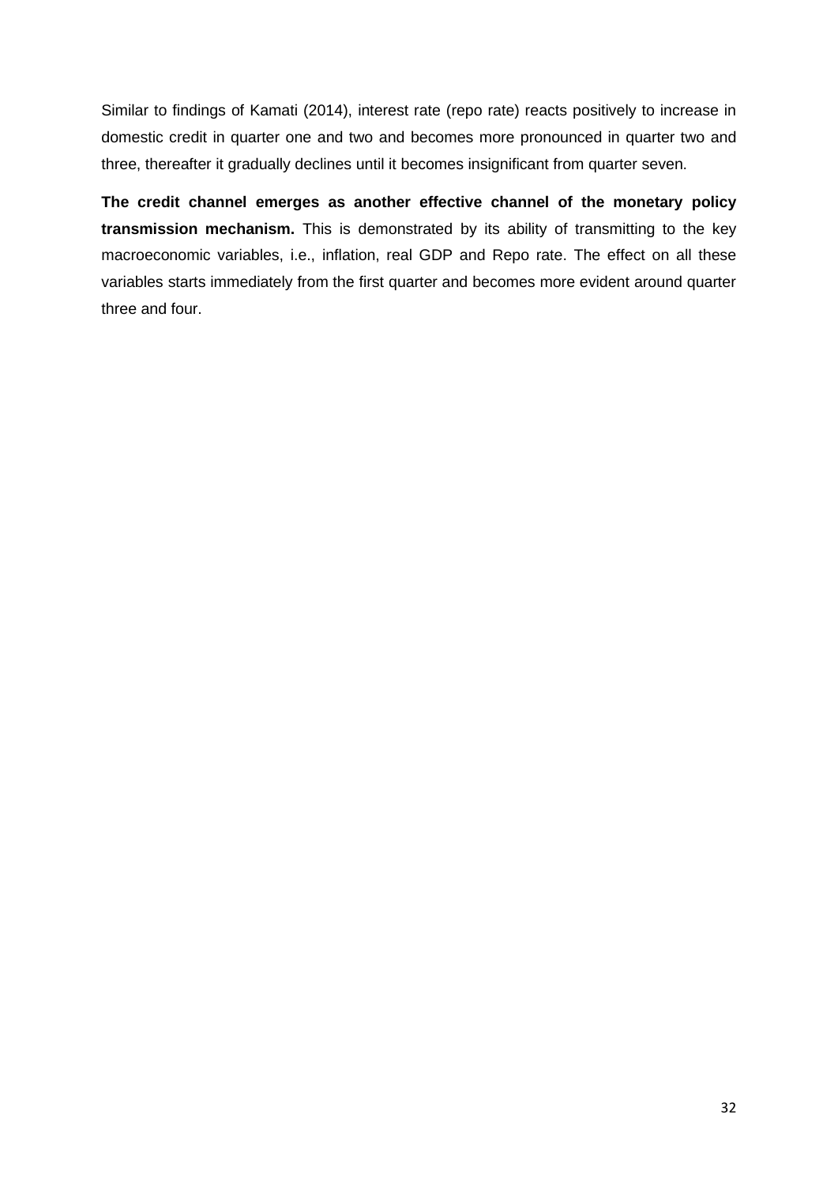Similar to findings of Kamati (2014), interest rate (repo rate) reacts positively to increase in domestic credit in quarter one and two and becomes more pronounced in quarter two and three, thereafter it gradually declines until it becomes insignificant from quarter seven.

**The credit channel emerges as another effective channel of the monetary policy transmission mechanism.** This is demonstrated by its ability of transmitting to the key macroeconomic variables, i.e., inflation, real GDP and Repo rate. The effect on all these variables starts immediately from the first quarter and becomes more evident around quarter three and four.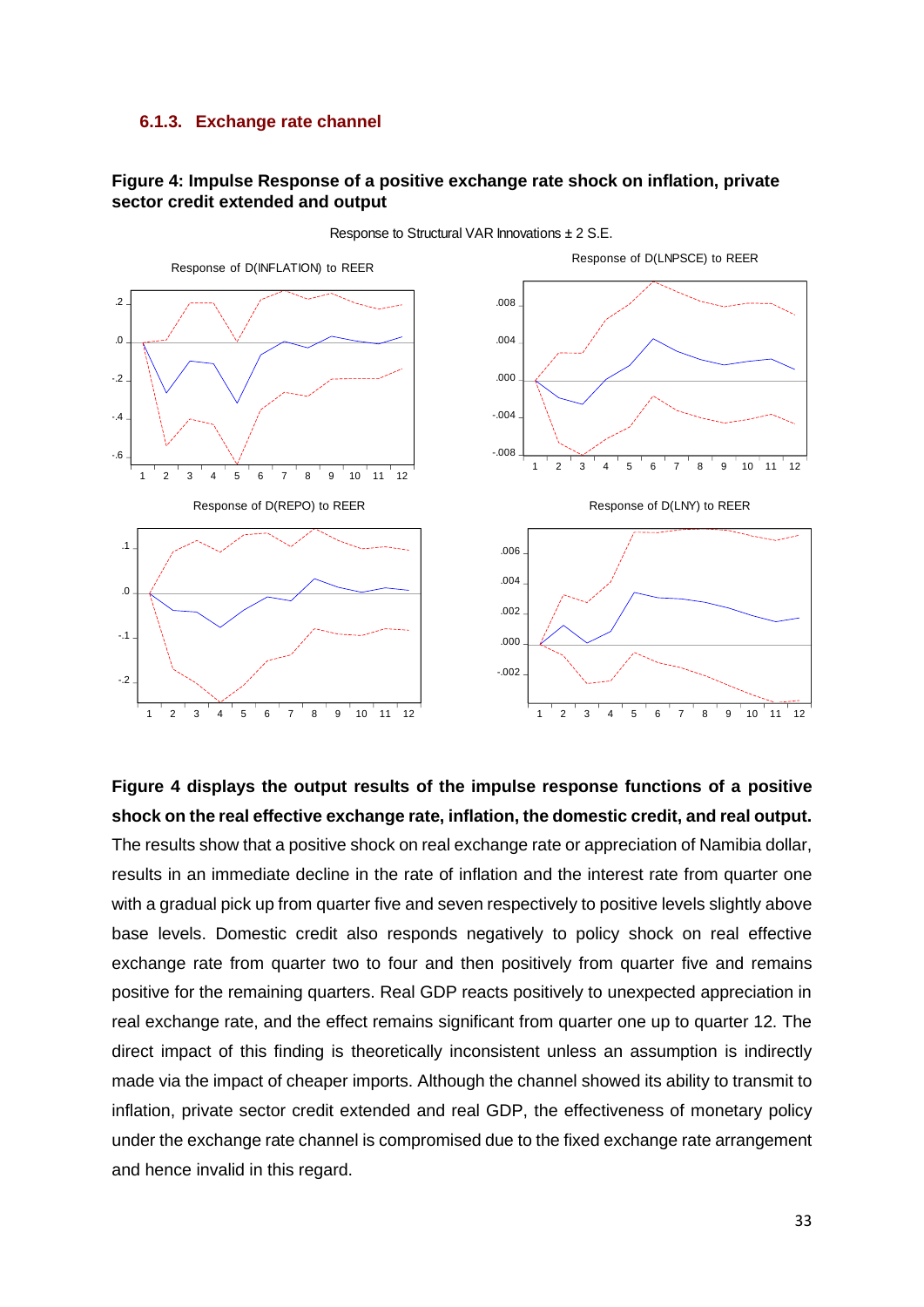### 6.1.3. Exchange rate channel

**Figure 4: Impulse Response of a positive exchange rate shock on inflation, private sector credit extended and output**

Response to Structural VAR Innovations ± 2 S.E.

Response of D(INFLATION) to REER

Response of D(LNPSCE) to REER

Response of D(REPO) to REER

Response of D(LNY) to REER

**Figure 4 displays the output results of the impulse response functions of a positive shock on the real effective exchange rate, inflation, the domestic credit, and real output.** The results show that a positive shock on real exchange rate or appreciation of Namibia dollar, results in an immediate decline in the rate of inflation and the interest rate from quarter one with a gradual pick up from quarter five and seven respectively to positive levels slightly above base levels. Domestic credit also responds negatively to policy shock on real effective exchange rate from quarter two to four and then positively from quarter five and remains positive for the remaining quarters. Real GDP reacts positively to unexpected appreciation in real exchange rate, and the effect remains significant from quarter one up to quarter 12. The direct impact of this finding is theoretically inconsistent unless an assumption is indirectly made via the impact of cheaper imports. Although the channel showed its ability to transmit to inflation, private sector credit extended and real GDP, the effectiveness of monetary policy under the exchange rate channel is compromised due to the fixed exchange rate arrangement and hence invalid in this regard.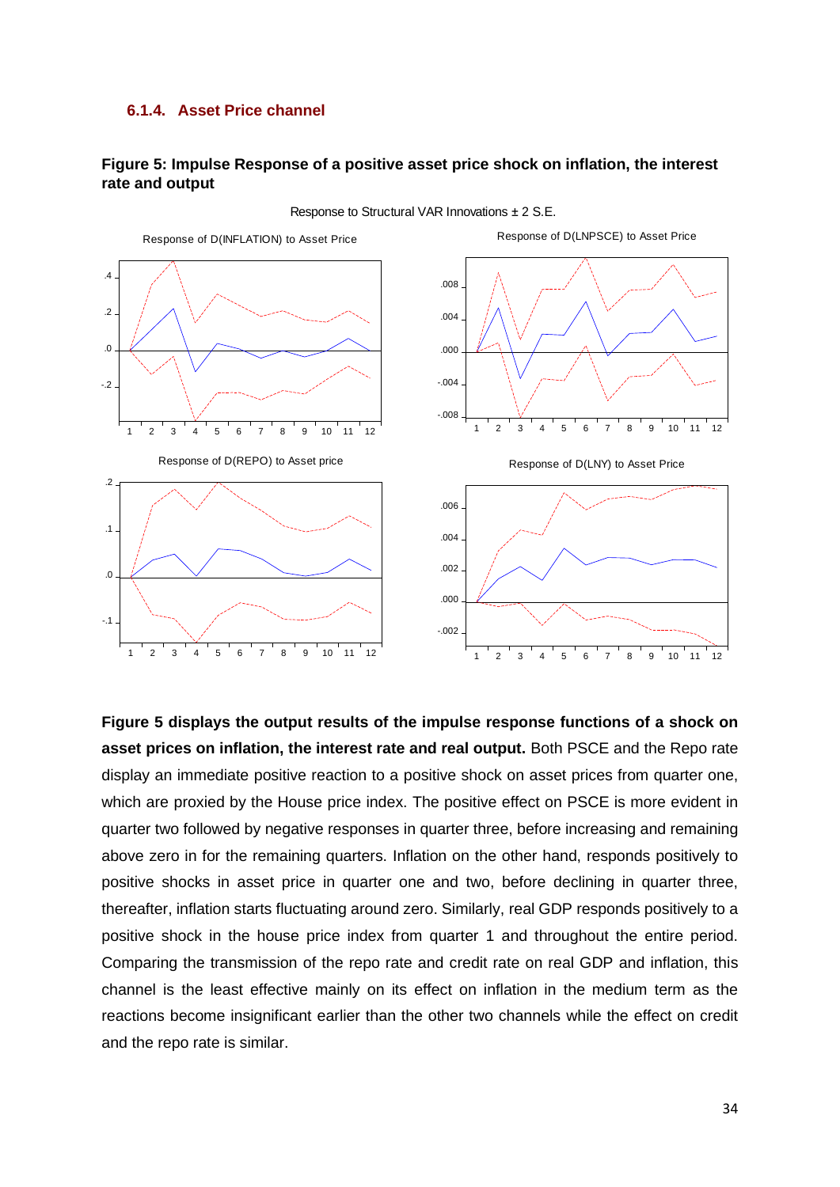#### 6.1.4. Asset Price channel

**Figure 5: Impulse Response of a positive asset price shock on inflation, the interest rate and output**

**Figure 5 displays the output results of the impulse response functions of a shock on asset prices on inflation, the interest rate and real output.** Both PSCE and the Repo rate display an immediate positive reaction to a positive shock on asset prices from quarter one, which are proxied by the House price index. The positive effect on PSCE is more evident in quarter two followed by negative responses in quarter three, before increasing and remaining above zero in for the remaining quarters. Inflation on the other hand, responds positively to positive shocks in asset price in quarter one and two, before declining in quarter three, thereafter, inflation starts fluctuating around zero. Similarly, real GDP responds positively to a positive shock in the house price index from quarter 1 and throughout the entire period. Comparing the transmission of the repo rate and credit rate on real GDP and inflation, this channel is the least effective mainly on its effect on inflation in the medium term as the reactions become insignificant earlier than the other two channels while the effect on credit and the repo rate is similar.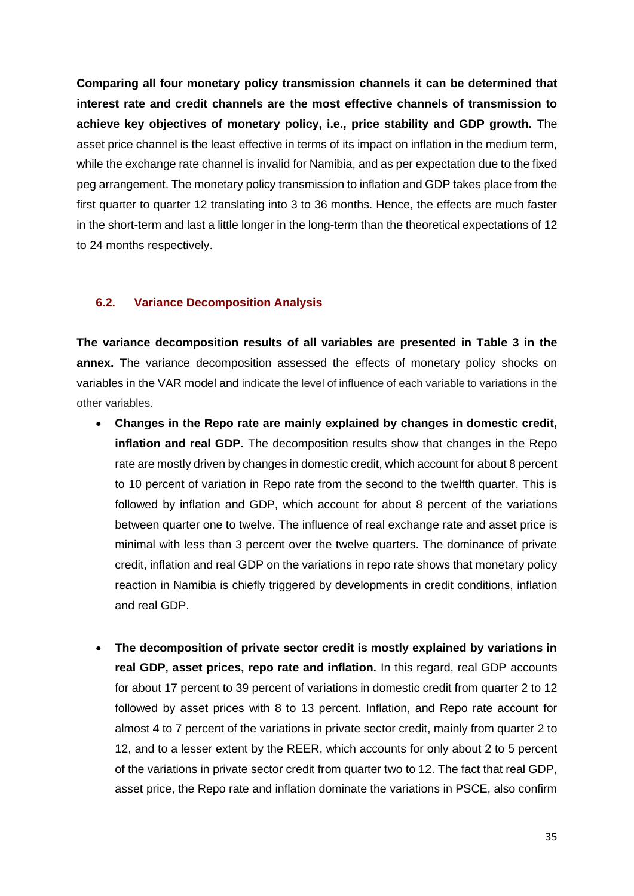**Comparing all four monetary policy transmission channels it can be determined that interest rate and credit channels are the most effective channels of transmission to achieve key objectives of monetary policy, i.e., price stability and GDP growth.** The asset price channel is the least effective in terms of its impact on inflation in the medium term, while the exchange rate channel is invalid for Namibia, and as per expectation due to the fixed peg arrangement. The monetary policy transmission to inflation and GDP takes place from the first quarter to quarter 12 translating into 3 to 36 months. Hence, the effects are much faster in the short-term and last a little longer in the long-term than the theoretical expectations of 12 to 24 months respectively.

### 6.2. Variance Decomposition Analysis

**The variance decomposition results of all variables are presented in Table 3 in the annex.** The variance decomposition assessed the effects of monetary policy shocks on variables in the VAR model and indicate the level of influence of each variable to variations in the other variables.

- **Changes in the Repo rate are mainly explained by changes in domestic credit, inflation and real GDP.** The decomposition results show that changes in the Repo rate are mostly driven by changes in domestic credit, which account for about 8 percent to 10 percent of variation in Repo rate from the second to the twelfth quarter. This is followed by inflation and GDP, which account for about 8 percent of the variations between quarter one to twelve. The influence of real exchange rate and asset price is minimal with less than 3 percent over the twelve quarters. The dominance of private credit, inflation and real GDP on the variations in repo rate shows that monetary policy reaction in Namibia is chiefly triggered by developments in credit conditions, inflation and real GDP.

- **The decomposition of private sector credit is mostly explained by variations in real GDP, asset prices, repo rate and inflation.** In this regard, real GDP accounts for about 17 percent to 39 percent of variations in domestic credit from quarter 2 to 12 followed by asset prices with 8 to 13 percent. Inflation, and Repo rate account for almost 4 to 7 percent of the variations in private sector credit, mainly from quarter 2 to 12, and to a lesser extent by the REER, which accounts for only about 2 to 5 percent of the variations in private sector credit from quarter two to 12. The fact that real GDP, asset price, the Repo rate and inflation dominate the variations in PSCE, also confirm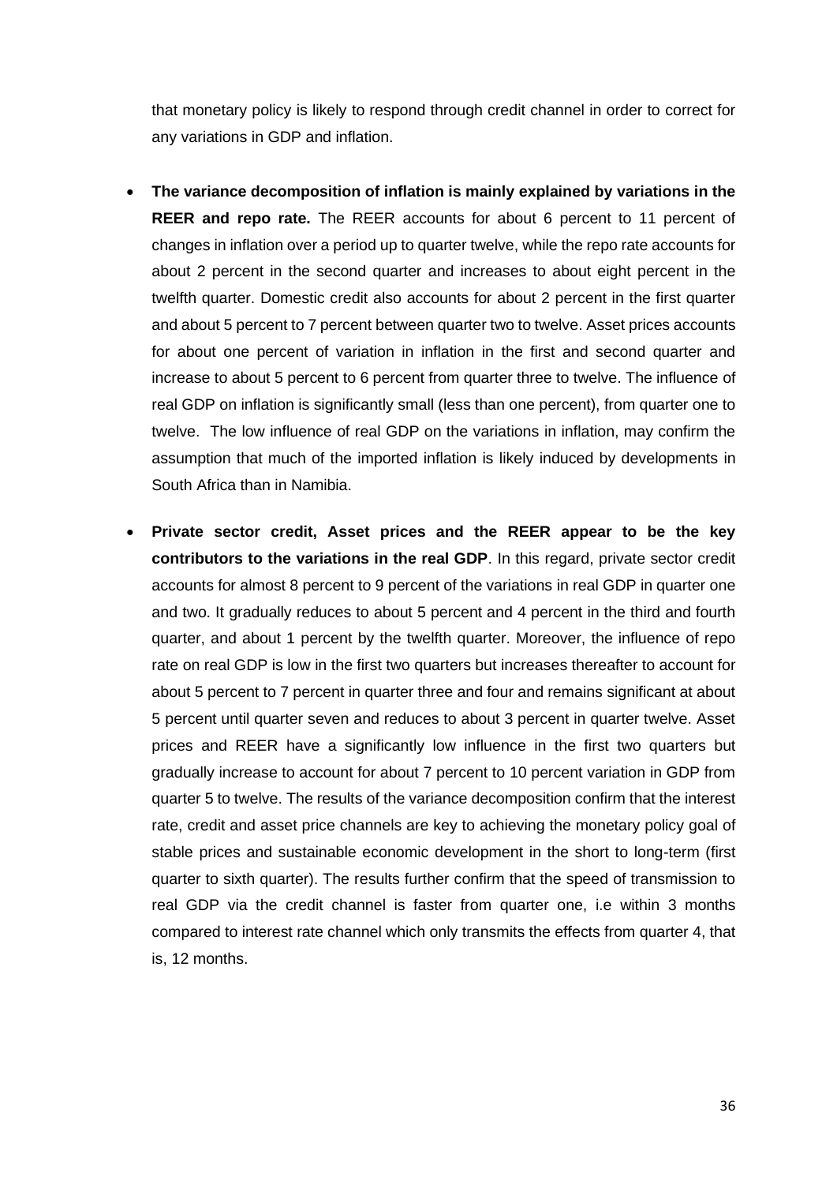that monetary policy is likely to respond through credit channel in order to correct for any variations in GDP and inflation.

- **The variance decomposition of inflation is mainly explained by variations in the REER and repo rate.** The REER accounts for about 6 percent to 11 percent of changes in inflation over a period up to quarter twelve, while the repo rate accounts for about 2 percent in the second quarter and increases to about eight percent in the twelfth quarter. Domestic credit also accounts for about 2 percent in the first quarter and about 5 percent to 7 percent between quarter two to twelve. Asset prices accounts for about one percent of variation in inflation in the first and second quarter and increase to about 5 percent to 6 percent from quarter three to twelve. The influence of real GDP on inflation is significantly small (less than one percent), from quarter one to twelve. The low influence of real GDP on the variations in inflation, may confirm the assumption that much of the imported inflation is likely induced by developments in South Africa than in Namibia.

- **Private sector credit, Asset prices and the REER appear to be the key contributors to the variations in the real GDP**. In this regard, private sector credit accounts for almost 8 percent to 9 percent of the variations in real GDP in quarter one and two. It gradually reduces to about 5 percent and 4 percent in the third and fourth quarter, and about 1 percent by the twelfth quarter. Moreover, the influence of repo rate on real GDP is low in the first two quarters but increases thereafter to account for about 5 percent to 7 percent in quarter three and four and remains significant at about 5 percent until quarter seven and reduces to about 3 percent in quarter twelve. Asset prices and REER have a significantly low influence in the first two quarters but gradually increase to account for about 7 percent to 10 percent variation in GDP from quarter 5 to twelve. The results of the variance decomposition confirm that the interest rate, credit and asset price channels are key to achieving the monetary policy goal of stable prices and sustainable economic development in the short to long-term (first quarter to sixth quarter). The results further confirm that the speed of transmission to real GDP via the credit channel is faster from quarter one, i.e within 3 months compared to interest rate channel which only transmits the effects from quarter 4, that is, 12 months.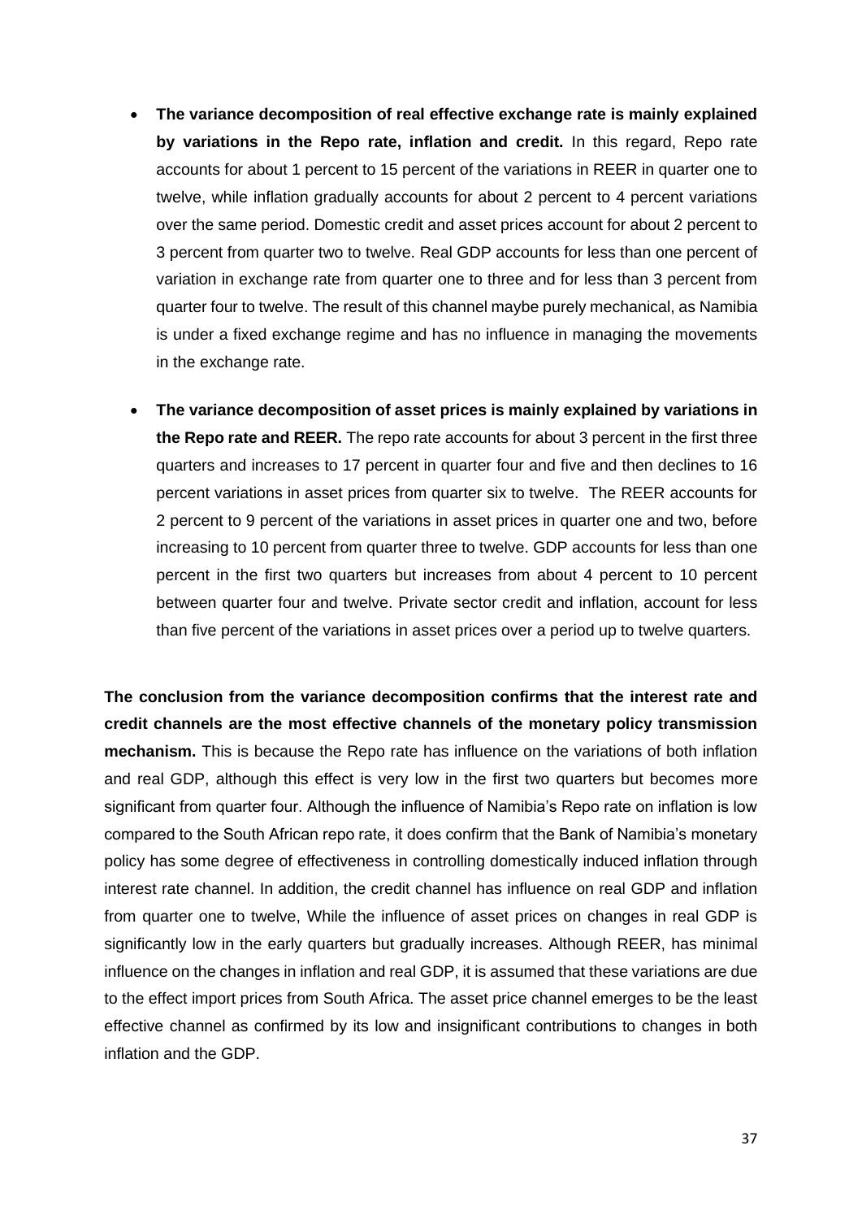- **The variance decomposition of real effective exchange rate is mainly explained by variations in the Repo rate, inflation and credit.** In this regard, Repo rate accounts for about 1 percent to 15 percent of the variations in REER in quarter one to twelve, while inflation gradually accounts for about 2 percent to 4 percent variations over the same period. Domestic credit and asset prices account for about 2 percent to 3 percent from quarter two to twelve. Real GDP accounts for less than one percent of variation in exchange rate from quarter one to three and for less than 3 percent from quarter four to twelve. The result of this channel maybe purely mechanical, as Namibia is under a fixed exchange regime and has no influence in managing the movements in the exchange rate.

- **The variance decomposition of asset prices is mainly explained by variations in the Repo rate and REER.** The repo rate accounts for about 3 percent in the first three quarters and increases to 17 percent in quarter four and five and then declines to 16 percent variations in asset prices from quarter six to twelve. The REER accounts for 2 percent to 9 percent of the variations in asset prices in quarter one and two, before increasing to 10 percent from quarter three to twelve. GDP accounts for less than one percent in the first two quarters but increases from about 4 percent to 10 percent between quarter four and twelve. Private sector credit and inflation, account for less than five percent of the variations in asset prices over a period up to twelve quarters.

**The conclusion from the variance decomposition confirms that the interest rate and credit channels are the most effective channels of the monetary policy transmission mechanism.** This is because the Repo rate has influence on the variations of both inflation and real GDP, although this effect is very low in the first two quarters but becomes more significant from quarter four. Although the influence of Namibia's Repo rate on inflation is low compared to the South African repo rate, it does confirm that the Bank of Namibia's monetary policy has some degree of effectiveness in controlling domestically induced inflation through interest rate channel. In addition, the credit channel has influence on real GDP and inflation from quarter one to twelve, While the influence of asset prices on changes in real GDP is significantly low in the early quarters but gradually increases. Although REER, has minimal influence on the changes in inflation and real GDP, it is assumed that these variations are due to the effect import prices from South Africa. The asset price channel emerges to be the least effective channel as confirmed by its low and insignificant contributions to changes in both inflation and the GDP.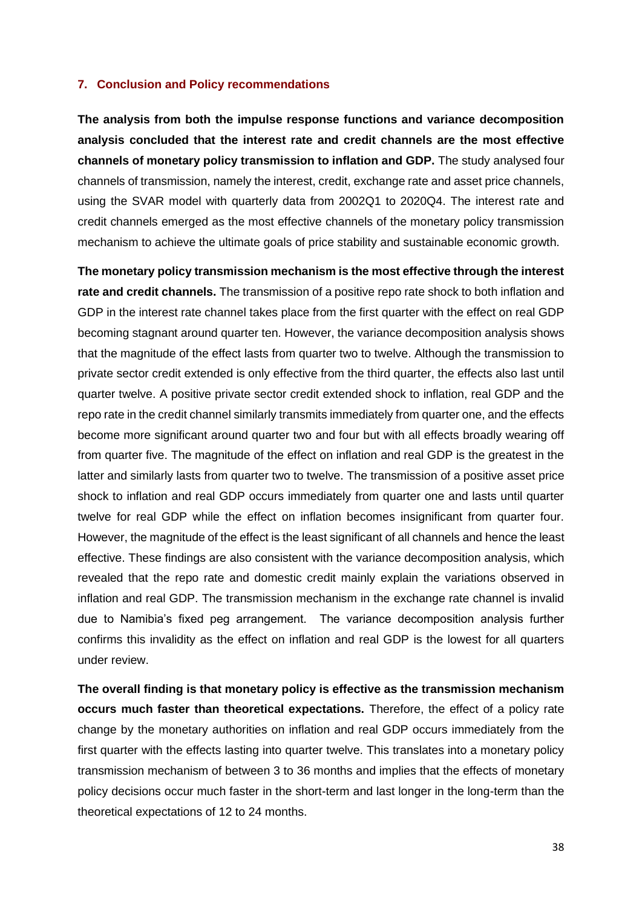## 7. Conclusion and Policy recommendations

**The analysis from both the impulse response functions and variance decomposition analysis concluded that the interest rate and credit channels are the most effective channels of monetary policy transmission to inflation and GDP.** The study analysed four channels of transmission, namely the interest, credit, exchange rate and asset price channels, using the SVAR model with quarterly data from 2002Q1 to 2020Q4. The interest rate and credit channels emerged as the most effective channels of the monetary policy transmission mechanism to achieve the ultimate goals of price stability and sustainable economic growth.

**The monetary policy transmission mechanism is the most effective through the interest rate and credit channels.** The transmission of a positive repo rate shock to both inflation and GDP in the interest rate channel takes place from the first quarter with the effect on real GDP becoming stagnant around quarter ten. However, the variance decomposition analysis shows that the magnitude of the effect lasts from quarter two to twelve. Although the transmission to private sector credit extended is only effective from the third quarter, the effects also last until quarter twelve. A positive private sector credit extended shock to inflation, real GDP and the repo rate in the credit channel similarly transmits immediately from quarter one, and the effects become more significant around quarter two and four but with all effects broadly wearing off from quarter five. The magnitude of the effect on inflation and real GDP is the greatest in the latter and similarly lasts from quarter two to twelve. The transmission of a positive asset price shock to inflation and real GDP occurs immediately from quarter one and lasts until quarter twelve for real GDP while the effect on inflation becomes insignificant from quarter four. However, the magnitude of the effect is the least significant of all channels and hence the least effective. These findings are also consistent with the variance decomposition analysis, which revealed that the repo rate and domestic credit mainly explain the variations observed in inflation and real GDP. The transmission mechanism in the exchange rate channel is invalid due to Namibia's fixed peg arrangement. The variance decomposition analysis further confirms this invalidity as the effect on inflation and real GDP is the lowest for all quarters under review.

**The overall finding is that monetary policy is effective as the transmission mechanism occurs much faster than theoretical expectations.** Therefore, the effect of a policy rate change by the monetary authorities on inflation and real GDP occurs immediately from the first quarter with the effects lasting into quarter twelve. This translates into a monetary policy transmission mechanism of between 3 to 36 months and implies that the effects of monetary policy decisions occur much faster in the short-term and last longer in the long-term than the theoretical expectations of 12 to 24 months.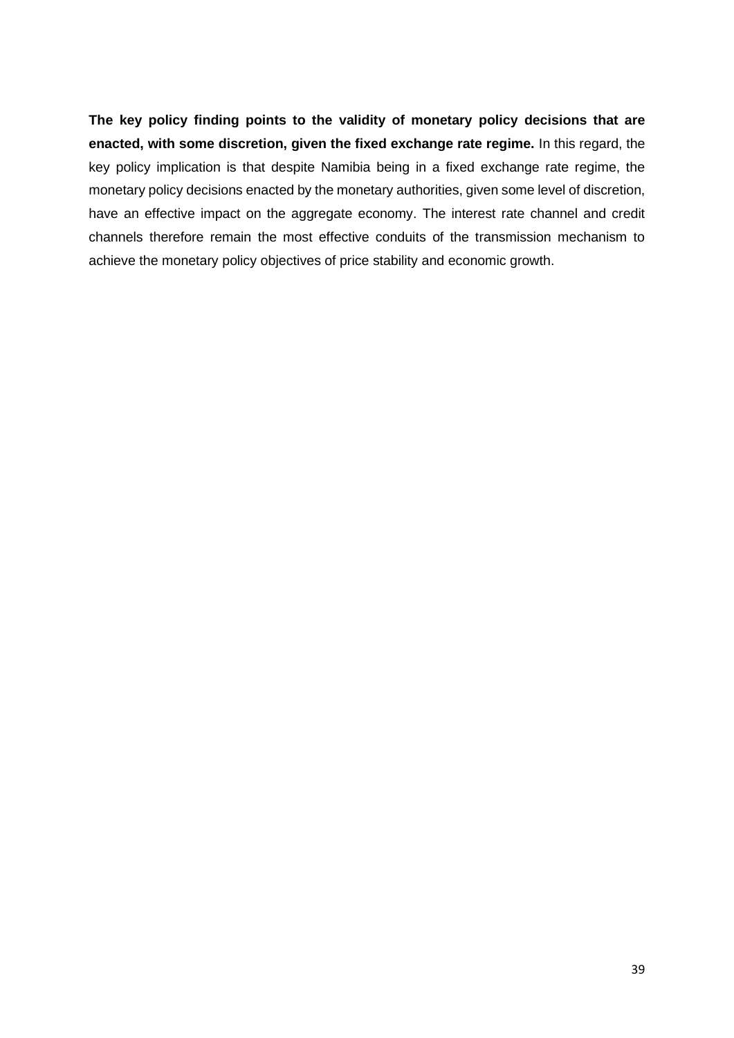**The key policy finding points to the validity of monetary policy decisions that are enacted, with some discretion, given the fixed exchange rate regime.** In this regard, the key policy implication is that despite Namibia being in a fixed exchange rate regime, the monetary policy decisions enacted by the monetary authorities, given some level of discretion, have an effective impact on the aggregate economy. The interest rate channel and credit channels therefore remain the most effective conduits of the transmission mechanism to achieve the monetary policy objectives of price stability and economic growth.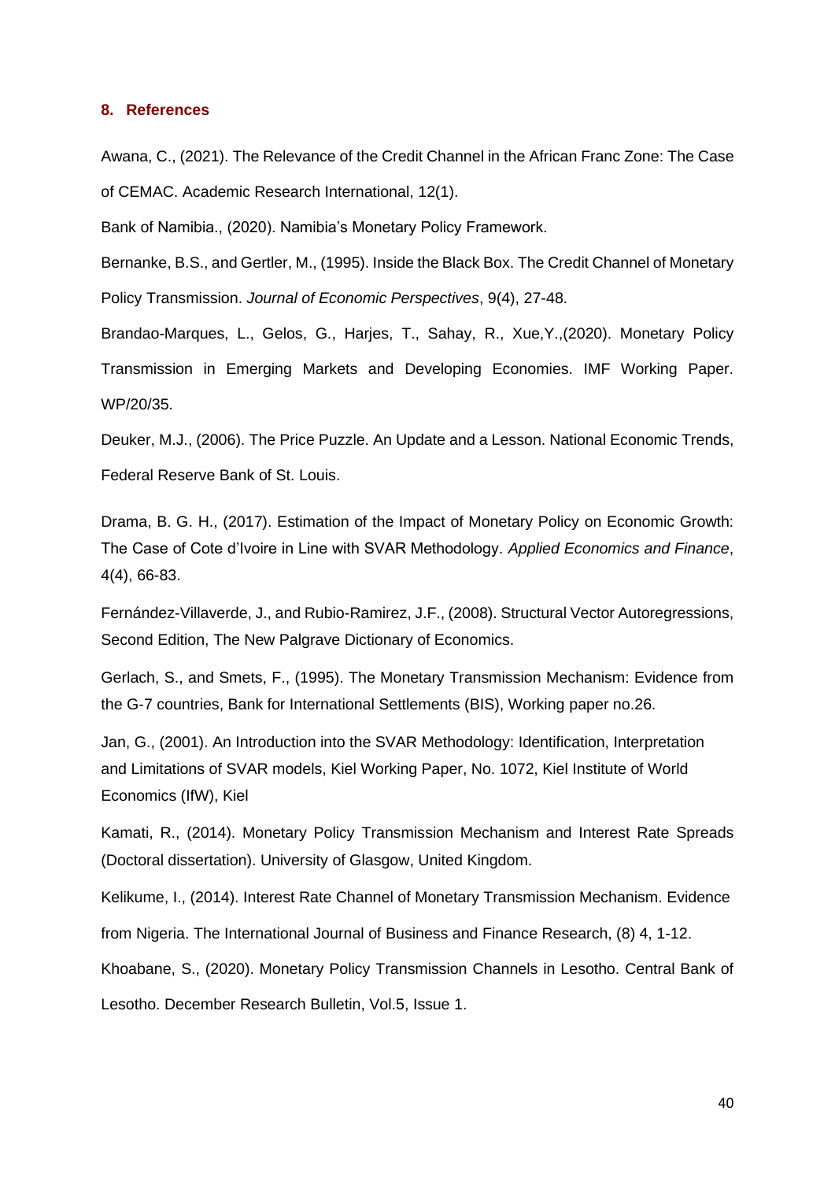## 8. References

Awana, C., (2021). The Relevance of the Credit Channel in the African Franc Zone: The Case of CEMAC. Academic Research International, 12(1).

Bank of Namibia., (2020). Namibia's Monetary Policy Framework.

Bernanke, B.S., and Gertler, M., (1995). Inside the Black Box. The Credit Channel of Monetary Policy Transmission. *Journal of Economic Perspectives*, 9(4), 27-48.

Brandao-Marques, L., Gelos, G., Harjes, T., Sahay, R., Xue,Y.,(2020). Monetary Policy Transmission in Emerging Markets and Developing Economies. IMF Working Paper. WP/20/35.

Deuker, M.J., (2006). The Price Puzzle. An Update and a Lesson. National Economic Trends, Federal Reserve Bank of St. Louis.

Drama, B. G. H., (2017). Estimation of the Impact of Monetary Policy on Economic Growth: The Case of Cote d'Ivoire in Line with SVAR Methodology. *Applied Economics and Finance*, 4(4), 66-83.

Fernández-Villaverde, J., and Rubio-Ramirez, J.F., (2008). Structural Vector Autoregressions, Second Edition, The New Palgrave Dictionary of Economics.

Gerlach, S., and Smets, F., (1995). The Monetary Transmission Mechanism: Evidence from the G-7 countries, Bank for International Settlements (BIS), Working paper no.26.

Jan, G., (2001). An Introduction into the SVAR Methodology: Identification, Interpretation and Limitations of SVAR models, Kiel Working Paper, No. 1072, Kiel Institute of World Economics (IfW), Kiel

Kamati, R., (2014). Monetary Policy Transmission Mechanism and Interest Rate Spreads (Doctoral dissertation). University of Glasgow, United Kingdom.

Kelikume, I., (2014). Interest Rate Channel of Monetary Transmission Mechanism. Evidence from Nigeria. The International Journal of Business and Finance Research, (8) 4, 1-12.

Khoabane, S., (2020). Monetary Policy Transmission Channels in Lesotho. Central Bank of Lesotho. December Research Bulletin, Vol.5, Issue 1.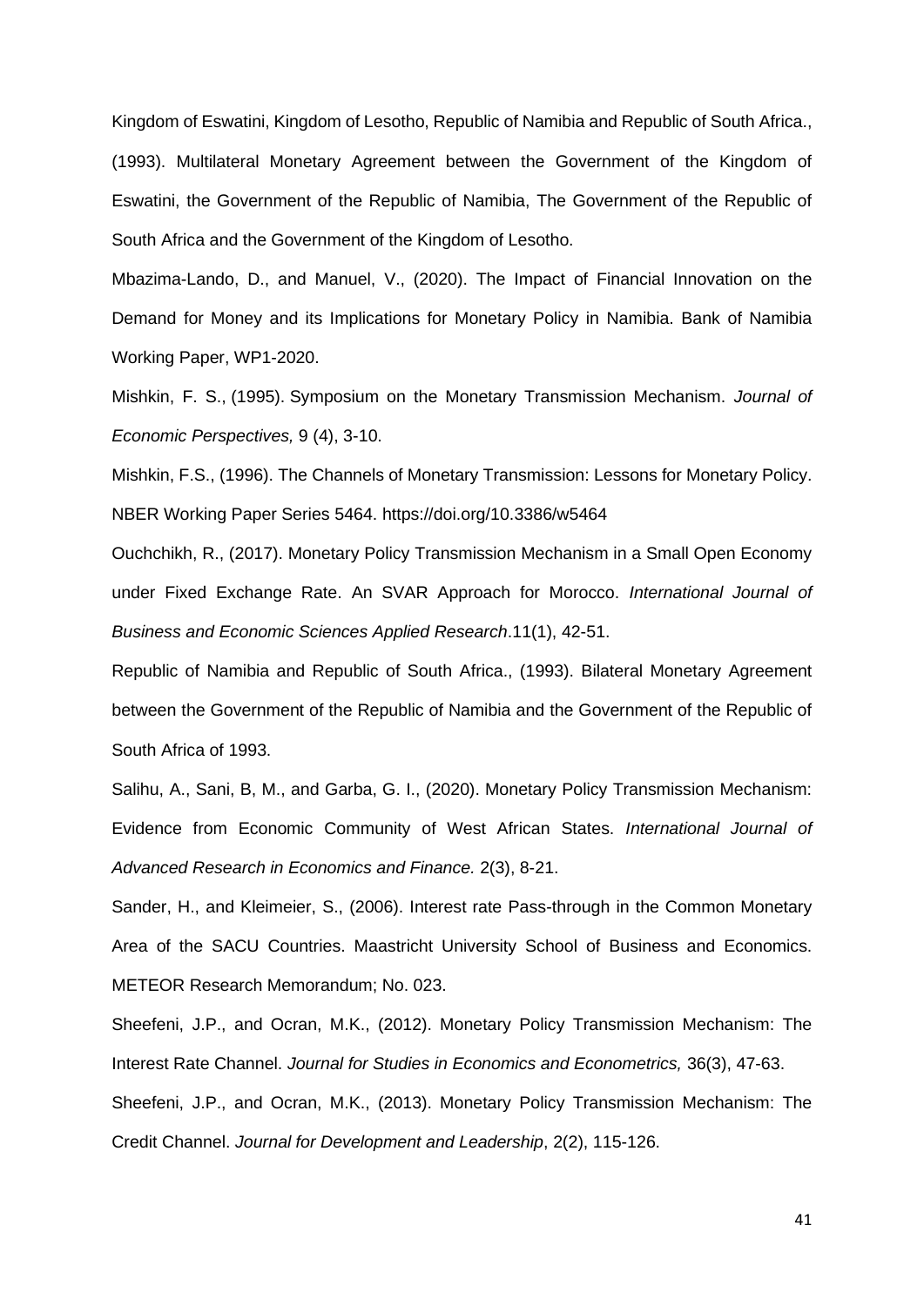Kingdom of Eswatini, Kingdom of Lesotho, Republic of Namibia and Republic of South Africa., (1993). Multilateral Monetary Agreement between the Government of the Kingdom of Eswatini, the Government of the Republic of Namibia, The Government of the Republic of South Africa and the Government of the Kingdom of Lesotho.

Mbazima-Lando, D., and Manuel, V., (2020). The Impact of Financial Innovation on the Demand for Money and its Implications for Monetary Policy in Namibia. Bank of Namibia Working Paper, WP1-2020.

Mishkin, F. S., (1995). Symposium on the Monetary Transmission Mechanism. *Journal of Economic Perspectives,* 9 (4), 3-10.

Mishkin, F.S., (1996). The Channels of Monetary Transmission: Lessons for Monetary Policy. NBER Working Paper Series 5464. https://doi.org/10.3386/w5464

Ouchchikh, R., (2017). Monetary Policy Transmission Mechanism in a Small Open Economy under Fixed Exchange Rate. An SVAR Approach for Morocco. *International Journal of Business and Economic Sciences Applied Research*.11(1), 42-51.

Republic of Namibia and Republic of South Africa., (1993). Bilateral Monetary Agreement between the Government of the Republic of Namibia and the Government of the Republic of South Africa of 1993.

Salihu, A., Sani, B, M., and Garba, G. I., (2020). Monetary Policy Transmission Mechanism: Evidence from Economic Community of West African States. *International Journal of Advanced Research in Economics and Finance.* 2(3), 8-21.

Sander, H., and Kleimeier, S., (2006). Interest rate Pass-through in the Common Monetary Area of the SACU Countries. Maastricht University School of Business and Economics. METEOR Research Memorandum; No. 023.

Sheefeni, J.P., and Ocran, M.K., (2012). Monetary Policy Transmission Mechanism: The Interest Rate Channel. *Journal for Studies in Economics and Econometrics,* 36(3), 47-63.

Sheefeni, J.P., and Ocran, M.K., (2013). Monetary Policy Transmission Mechanism: The Credit Channel. *Journal for Development and Leadership*, 2(2), 115-126.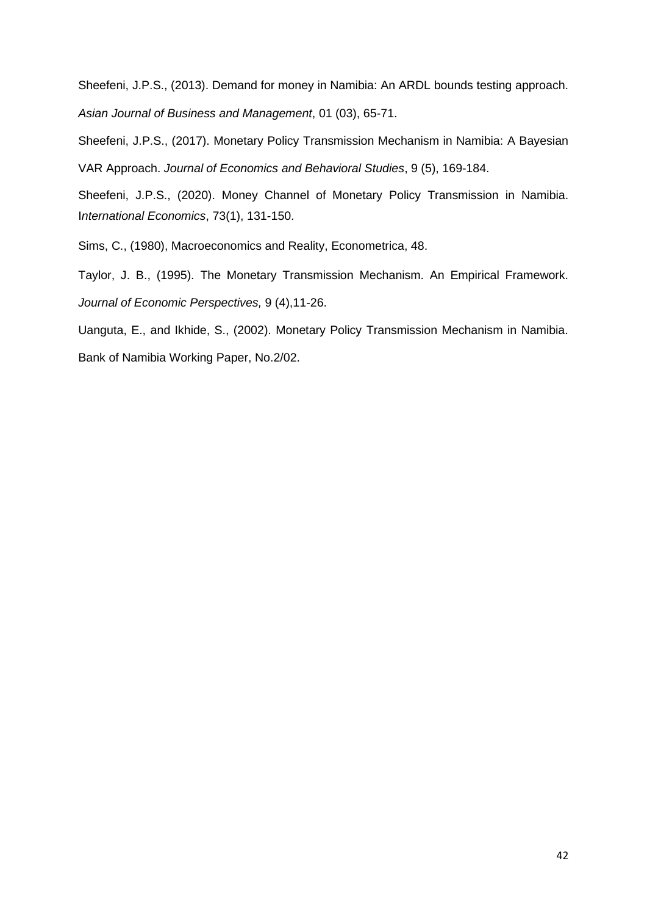Sheefeni, J.P.S., (2013). Demand for money in Namibia: An ARDL bounds testing approach. *Asian Journal of Business and Management*, 01 (03), 65-71.

Sheefeni, J.P.S., (2017). Monetary Policy Transmission Mechanism in Namibia: A Bayesian VAR Approach. *Journal of Economics and Behavioral Studies*, 9 (5), 169-184.

Sheefeni, J.P.S., (2020). Money Channel of Monetary Policy Transmission in Namibia. I*nternational Economics*, 73(1), 131-150.

Sims, C., (1980), Macroeconomics and Reality, Econometrica, 48.

Taylor, J. B., (1995). The Monetary Transmission Mechanism. An Empirical Framework. *Journal of Economic Perspectives,* 9 (4),11-26.

Uanguta, E., and Ikhide, S., (2002). Monetary Policy Transmission Mechanism in Namibia. Bank of Namibia Working Paper, No.2/02.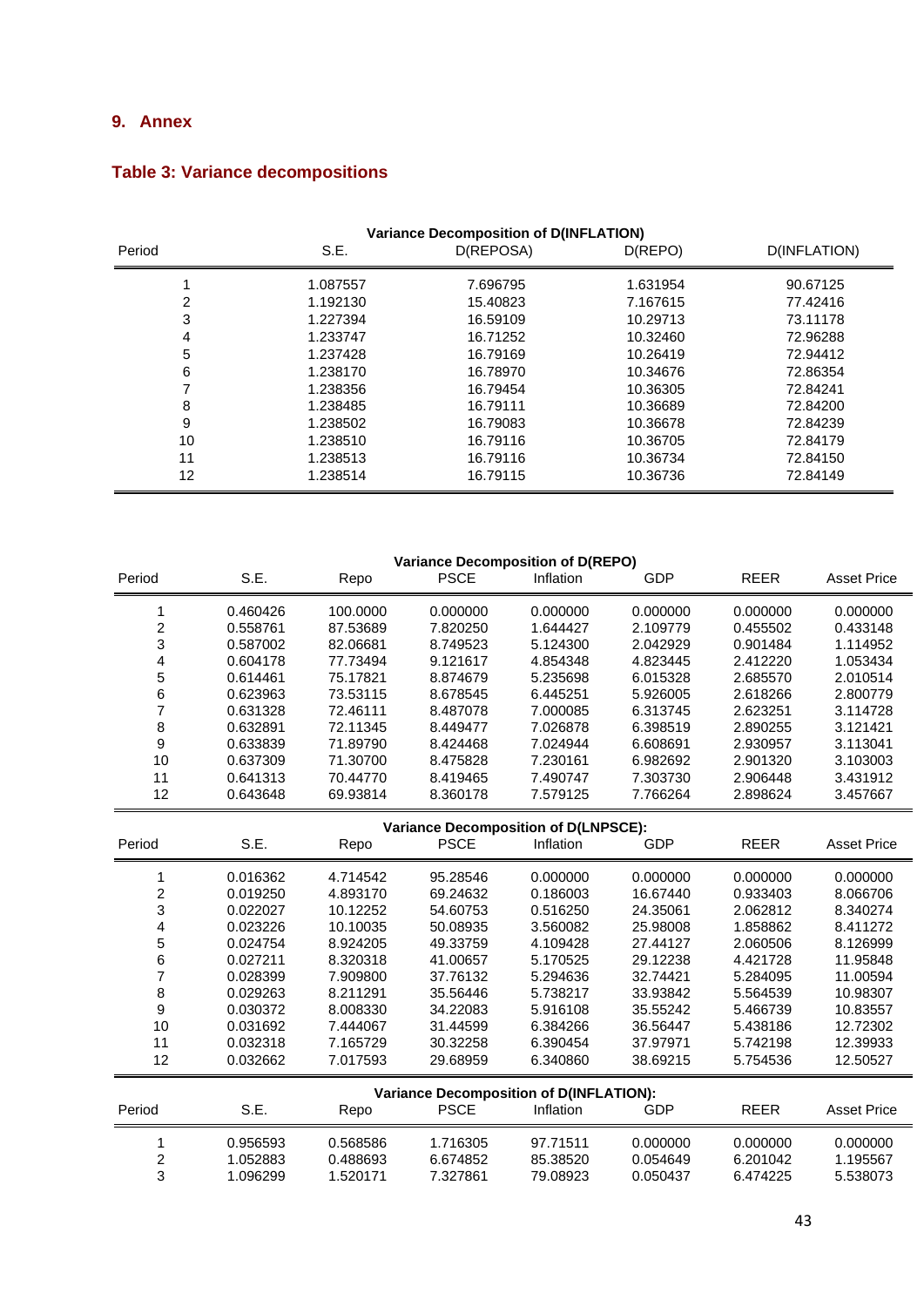## 9. Annex

### Table 3: Variance decompositions

| Variance Decomposition of D(INFLATION) | | | | |
|---|---|---|---|---|
| Period | S.E. | D(REPOSA) | D(REPO) | D(INFLATION) |
| 1 | 1.087557 | 7.696795 | 1.631954 | 90.67125 |
| 2 | 1.192130 | 15.40823 | 7.167615 | 77.42416 |
| 3 | 1.227394 | 16.59109 | 10.29713 | 73.11178 |
| 4 | 1.233747 | 16.71252 | 10.32460 | 72.96288 |
| 5 | 1.237428 | 16.79169 | 10.26419 | 72.94412 |
| 6 | 1.238170 | 16.78970 | 10.34676 | 72.86354 |
| 7 | 1.238356 | 16.79454 | 10.36305 | 72.84241 |
| 8 | 1.238485 | 16.79111 | 10.36689 | 72.84200 |
| 9 | 1.238502 | 16.79083 | 10.36678 | 72.84239 |
| 10 | 1.238510 | 16.79116 | 10.36705 | 72.84179 |
| 11 | 1.238513 | 16.79116 | 10.36734 | 72.84150 |
| 12 | 1.238514 | 16.79115 | 10.36736 | 72.84149 |

| Variance Decomposition of D(REPO) | | | | | | | |
|---|---|---|---|---|---|---|---|
| Period | S.E. | Repo | PSCE | Inflation | GDP | REER | Asset Price |
| 1 | 0.460426 | 100.0000 | 0.000000 | 0.000000 | 0.000000 | 0.000000 | 0.000000 |
| 2 | 0.558761 | 87.53689 | 7.820250 | 1.644427 | 2.109779 | 0.455502 | 0.433148 |
| 3 | 0.587002 | 82.06681 | 8.749523 | 5.124300 | 2.042929 | 0.901484 | 1.114952 |
| 4 | 0.604178 | 77.73494 | 9.121617 | 4.854348 | 4.823445 | 2.412220 | 1.053434 |
| 5 | 0.614461 | 75.17821 | 8.874679 | 5.235698 | 6.015328 | 2.685570 | 2.010514 |
| 6 | 0.623963 | 73.53115 | 8.678545 | 6.445251 | 5.926005 | 2.618266 | 2.800779 |
| 7 | 0.631328 | 72.46111 | 8.487078 | 7.000085 | 6.313745 | 2.623251 | 3.114728 |
| 8 | 0.632891 | 72.11345 | 8.449477 | 7.026878 | 6.398519 | 2.890255 | 3.121421 |
| 9 | 0.633839 | 71.89790 | 8.424468 | 7.024944 | 6.608691 | 2.930957 | 3.113041 |
| 10 | 0.637309 | 71.30700 | 8.475828 | 7.230161 | 6.982692 | 2.901320 | 3.103003 |
| 11 | 0.641313 | 70.44770 | 8.419465 | 7.490747 | 7.303730 | 2.906448 | 3.431912 |
| 12 | 0.643648 | 69.93814 | 8.360178 | 7.579125 | 7.766264 | 2.898624 | 3.457667 |

| Variance Decomposition of D(LNPSCE): | | | | | | | |
|---|---|---|---|---|---|---|---|
| Period | S.E. | Repo | PSCE | Inflation | GDP | REER | Asset Price |
| 1 | 0.016362 | 4.714542 | 95.28546 | 0.000000 | 0.000000 | 0.000000 | 0.000000 |
| 2 | 0.019250 | 4.893170 | 69.24632 | 0.186003 | 16.67440 | 0.933403 | 8.066706 |
| 3 | 0.022027 | 10.12252 | 54.60753 | 0.516250 | 24.35061 | 2.062812 | 8.340274 |
| 4 | 0.023226 | 10.10035 | 50.08935 | 3.560082 | 25.98008 | 1.858862 | 8.411272 |
| 5 | 0.024754 | 8.924205 | 49.33759 | 4.109428 | 27.44127 | 2.060506 | 8.126999 |
| 6 | 0.027211 | 8.320318 | 41.00657 | 5.170525 | 29.12238 | 4.421728 | 11.95848 |
| 7 | 0.028399 | 7.909800 | 37.76132 | 5.294636 | 32.74421 | 5.284095 | 11.00594 |
| 8 | 0.029263 | 8.211291 | 35.56446 | 5.738217 | 33.93842 | 5.564539 | 10.98307 |
| 9 | 0.030372 | 8.008330 | 34.22083 | 5.916108 | 35.55242 | 5.466739 | 10.83557 |
| 10 | 0.031692 | 7.444067 | 31.44599 | 6.384266 | 36.56447 | 5.438186 | 12.72302 |
| 11 | 0.032318 | 7.165729 | 30.32258 | 6.390454 | 37.97971 | 5.742198 | 12.39933 |
| 12 | 0.032662 | 7.017593 | 29.68959 | 6.340860 | 38.69215 | 5.754536 | 12.50527 |

| Variance Decomposition of D(INFLATION): | | | | | | | |
|---|---|---|---|---|---|---|---|
| Period | S.E. | Repo | PSCE | Inflation | GDP | REER | Asset Price |
| 1 | 0.956593 | 0.568586 | 1.716305 | 97.71511 | 0.000000 | 0.000000 | 0.000000 |
| 2 | 1.052883 | 0.488693 | 6.674852 | 85.38520 | 0.054649 | 6.201042 | 1.195567 |
| 3 | 1.096299 | 1.520171 | 7.327861 | 79.08923 | 0.050437 | 6.474225 | 5.538073 |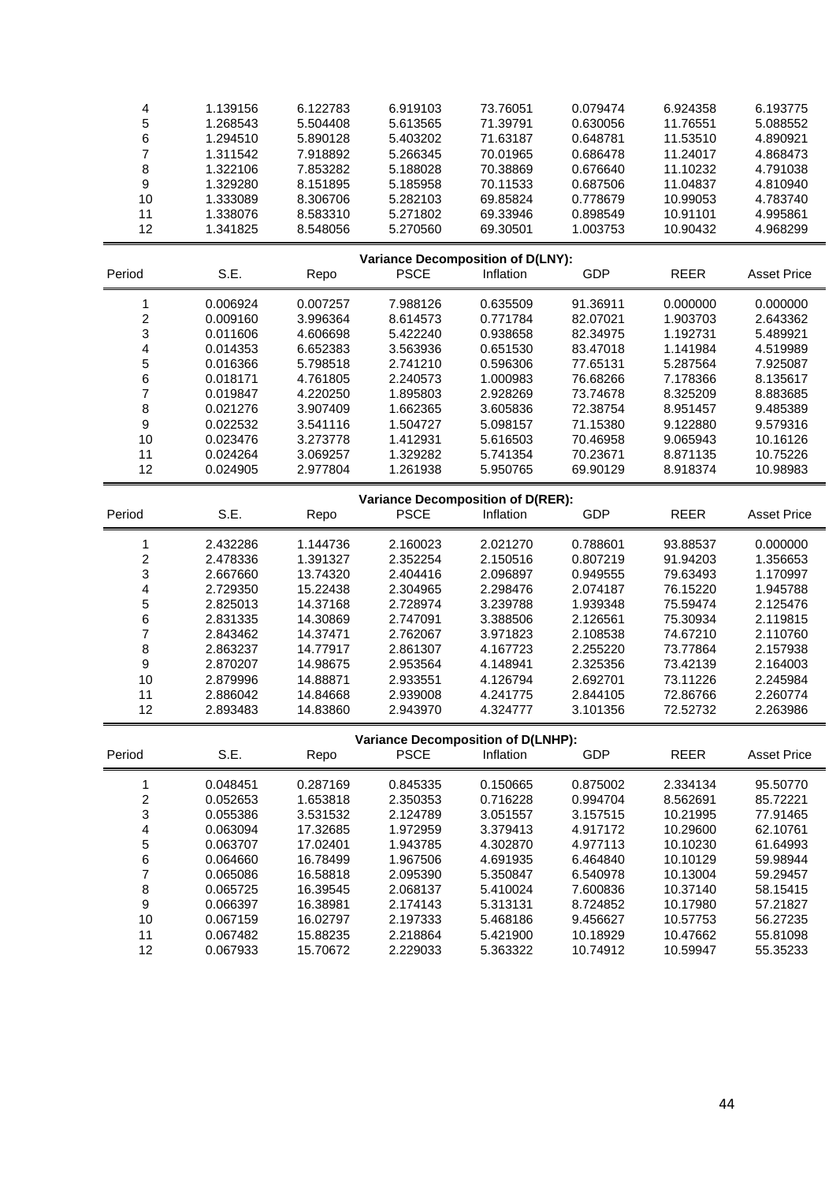| | | | | | | | |
|---|---|---|---|---|---|---|---|
| 4 | 1.139156 | 6.122783 | 6.919103 | 73.76051 | 0.079474 | 6.924358 | 6.193775 |
| 5 | 1.268543 | 5.504408 | 5.613565 | 71.39791 | 0.630056 | 11.76551 | 5.088552 |
| 6 | 1.294510 | 5.890128 | 5.403202 | 71.63187 | 0.648781 | 11.53510 | 4.890921 |
| 7 | 1.311542 | 7.918892 | 5.266345 | 70.01965 | 0.686478 | 11.24017 | 4.868473 |
| 8 | 1.322106 | 7.853282 | 5.188028 | 70.38869 | 0.676640 | 11.10232 | 4.791038 |
| 9 | 1.329280 | 8.151895 | 5.185958 | 70.11533 | 0.687506 | 11.04837 | 4.810940 |
| 10 | 1.333089 | 8.306706 | 5.282103 | 69.85824 | 0.778679 | 10.99053 | 4.783740 |
| 11 | 1.338076 | 8.583310 | 5.271802 | 69.33946 | 0.898549 | 10.91101 | 4.995861 |
| 12 | 1.341825 | 8.548056 | 5.270560 | 69.30501 | 1.003753 | 10.90432 | 4.968299 |

**Variance Decomposition of D(LNY):**

| Period | S.E. | Repo | PSCE | Inflation | GDP | REER | Asset Price |
|---|---|---|---|---|---|---|---|
| 1 | 0.006924 | 0.007257 | 7.988126 | 0.635509 | 91.36911 | 0.000000 | 0.000000 |
| 2 | 0.009160 | 3.996364 | 8.614573 | 0.771784 | 82.07021 | 1.903703 | 2.643362 |
| 3 | 0.011606 | 4.606698 | 5.422240 | 0.938658 | 82.34975 | 1.192731 | 5.489921 |
| 4 | 0.014353 | 6.652383 | 3.563936 | 0.651530 | 83.47018 | 1.141984 | 4.519989 |
| 5 | 0.016366 | 5.798518 | 2.741210 | 0.596306 | 77.65131 | 5.287564 | 7.925087 |
| 6 | 0.018171 | 4.761805 | 2.240573 | 1.000983 | 76.68266 | 7.178366 | 8.135617 |
| 7 | 0.019847 | 4.220250 | 1.895803 | 2.928269 | 73.74678 | 8.325209 | 8.883685 |
| 8 | 0.021276 | 3.907409 | 1.662365 | 3.605836 | 72.38754 | 8.951457 | 9.485389 |
| 9 | 0.022532 | 3.541116 | 1.504727 | 5.098157 | 71.15380 | 9.122880 | 9.579316 |
| 10 | 0.023476 | 3.273778 | 1.412931 | 5.616503 | 70.46958 | 9.065943 | 10.16126 |
| 11 | 0.024264 | 3.069257 | 1.329282 | 5.741354 | 70.23671 | 8.871135 | 10.75226 |
| 12 | 0.024905 | 2.977804 | 1.261938 | 5.950765 | 69.90129 | 8.918374 | 10.98983 |

**Variance Decomposition of D(RER):**

| Period | S.E. | Repo | PSCE | Inflation | GDP | REER | Asset Price |
|---|---|---|---|---|---|---|---|
| 1 | 2.432286 | 1.144736 | 2.160023 | 2.021270 | 0.788601 | 93.88537 | 0.000000 |
| 2 | 2.478336 | 1.391327 | 2.352254 | 2.150516 | 0.807219 | 91.94203 | 1.356653 |
| 3 | 2.667660 | 13.74320 | 2.404416 | 2.096897 | 0.949555 | 79.63493 | 1.170997 |
| 4 | 2.729350 | 15.22438 | 2.304965 | 2.298476 | 2.074187 | 76.15220 | 1.945788 |
| 5 | 2.825013 | 14.37168 | 2.728974 | 3.239788 | 1.939348 | 75.59474 | 2.125476 |
| 6 | 2.831335 | 14.30869 | 2.747091 | 3.388506 | 2.126561 | 75.30934 | 2.119815 |
| 7 | 2.843462 | 14.37471 | 2.762067 | 3.971823 | 2.108538 | 74.67210 | 2.110760 |
| 8 | 2.863237 | 14.77917 | 2.861307 | 4.167723 | 2.255220 | 73.77864 | 2.157938 |
| 9 | 2.870207 | 14.98675 | 2.953564 | 4.148941 | 2.325356 | 73.42139 | 2.164003 |
| 10 | 2.879996 | 14.88871 | 2.933551 | 4.126794 | 2.692701 | 73.11226 | 2.245984 |
| 11 | 2.886042 | 14.84668 | 2.939008 | 4.241775 | 2.844105 | 72.86766 | 2.260774 |
| 12 | 2.893483 | 14.83860 | 2.943970 | 4.324777 | 3.101356 | 72.52732 | 2.263986 |

**Variance Decomposition of D(LNHP):**

| Period | S.E. | Repo | PSCE | Inflation | GDP | REER | Asset Price |
|---|---|---|---|---|---|---|---|
| 1 | 0.048451 | 0.287169 | 0.845335 | 0.150665 | 0.875002 | 2.334134 | 95.50770 |
| 2 | 0.052653 | 1.653818 | 2.350353 | 0.716228 | 0.994704 | 8.562691 | 85.72221 |
| 3 | 0.055386 | 3.531532 | 2.124789 | 3.051557 | 3.157515 | 10.21995 | 77.91465 |
| 4 | 0.063094 | 17.32685 | 1.972959 | 3.379413 | 4.917172 | 10.29600 | 62.10761 |
| 5 | 0.063707 | 17.02401 | 1.943785 | 4.302870 | 4.977113 | 10.10230 | 61.64993 |
| 6 | 0.064660 | 16.78499 | 1.967506 | 4.691935 | 6.464840 | 10.10129 | 59.98944 |
| 7 | 0.065086 | 16.58818 | 2.095390 | 5.350847 | 6.540978 | 10.13004 | 59.29457 |
| 8 | 0.065725 | 16.39545 | 2.068137 | 5.410024 | 7.600836 | 10.37140 | 58.15415 |
| 9 | 0.066397 | 16.38981 | 2.174143 | 5.313131 | 8.724852 | 10.17980 | 57.21827 |
| 10 | 0.067159 | 16.02797 | 2.197333 | 5.468186 | 9.456627 | 10.57753 | 56.27235 |
| 11 | 0.067482 | 15.88235 | 2.218864 | 5.421900 | 10.18929 | 10.47662 | 55.81098 |
| 12 | 0.067933 | 15.70672 | 2.229033 | 5.363322 | 10.74912 | 10.59947 | 55.35233 |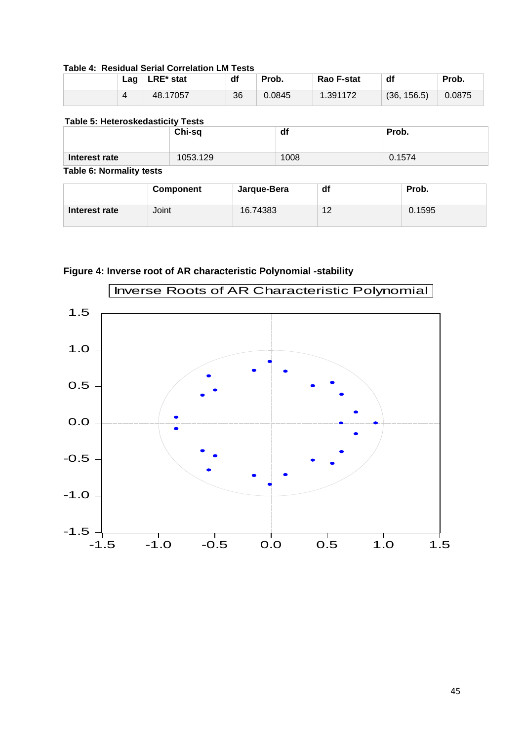**Table 4: Residual Serial Correlation LM Tests**

| | Lag | LRE* stat | df | Prob. | Rao F-stat | df | Prob. |
|---|---|---|---|---|---|---|---|
| | 4 | 48.17057 | 36 | 0.0845 | 1.391172 | (36, 156.5) | 0.0875 |

**Table 5: Heteroskedasticity Tests**

| | Chi-sq | df | Prob. |
|---|---|---|---|
| Interest rate | 1053.129 | 1008 | 0.1574 |

**Table 6: Normality tests**

| | Component | Jarque-Bera | df | Prob. |
|---|---|---|---|---|
| Interest rate | Joint | 16.74383 | 12 | 0.1595 |

**Figure 4: Inverse root of AR characteristic Polynomial -stability**

Inverse Roots of AR Characteristic Polynomial

1.5
1.0
0.5
0.0
-0.5
-1.0
-1.5

-1.5 -1.0 -0.5 0.0 0.5 1.0 1.5